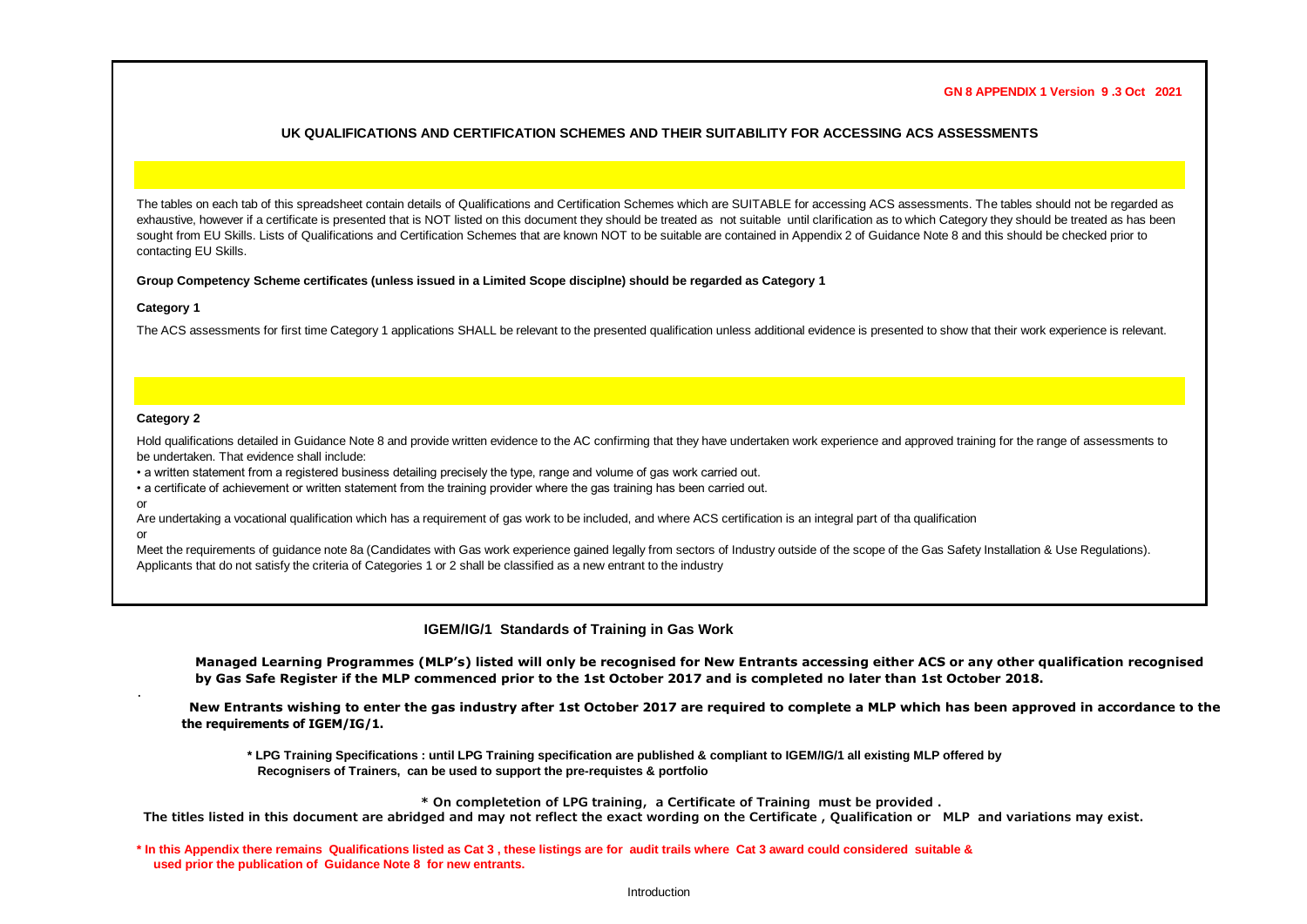**GN 8 APPENDIX 1 Version 9 .3 Oct 2021**

## UK QUALIFICATIONS AND CERTIFICATION SCHEMES AND THEIR SUITABILITY FOR ACCESSING ACS ASSESSMENTS

The tables on each tab of this spreadsheet contain details of Qualifications and Certification Schemes which are SUITABLE for accessing ACS assessments. The tables should not be regarded as exhaustive, however if a certificate is presented that is NOT listed on this document they should be treated as not suitable until clarification as to which Category they should be treated as has been sought from EU Skills. Lists of Qualifications and Certification Schemes that are known NOT to be suitable are contained in Appendix 2 of Guidance Note 8 and this should be checked prior to contacting EU Skills.

**Group Competency Scheme certificates (unless issued in a Limited Scope discipl­ne) should be regarded as Category 1**

**Category 1**

The ACS assessments for first time Category 1 applications SHALL be relevant to the presented qualification unless additional evidence is presented to show that their work experience is relevant.

**Category 2**

Hold qualifications detailed in Guidance Note 8 and provide written evidence to the AC confirming that they have undertaken work experience and approved training for the range of assessments to be undertaken. That evidence shall include:

- a written statement from a registered business detailing precisely the type, range and volume of gas work carried out.
- a certificate of achievement or written statement from the training provider where the gas training has been carried out.

or

Are undertaking a vocational qualification which has a requirement of gas work to be included, and where ACS certification is an integral part of tha qualification

or

Meet the requirements of guidance note 8a (Candidates with Gas work experience gained legally from sectors of Industry outside of the scope of the Gas Safety Installation & Use Regulations).
Applicants that do not satisfy the criteria of Categories 1 or 2 shall be classified as a new entrant to the industry

### IGEM/IG/1 Standards of Training in Gas Work

**Managed Learning Programmes (MLP's) listed will only be recognised for New Entrants accessing either ACS or any other qualification recognised by Gas Safe Register if the MLP commenced prior to the 1st October 2017 and is completed no later than 1st October 2018.**

**New Entrants wishing to enter the gas industry after 1st October 2017 are required to complete a MLP which has been approved in accordance to the the requirements of IGEM/IG/1.**

**\* LPG Training Specifications : until LPG Training specification are published & compliant to IGEM/IG/1 all existing MLP offered by Recognisers of Trainers, can be used to support the pre-requistes & portfolio**

**\* On completetion of LPG training, a Certificate of Training must be provided .**

**The titles listed in this document are abridged and may not reflect the exact wording on the Certificate , Qualification or MLP and variations may exist.**

**\* In this Appendix there remains Qualifications listed as Cat 3 , these listings are for audit trails where Cat 3 award could considered suitable & used prior the publication of Guidance Note 8 for new entrants.**

Introduction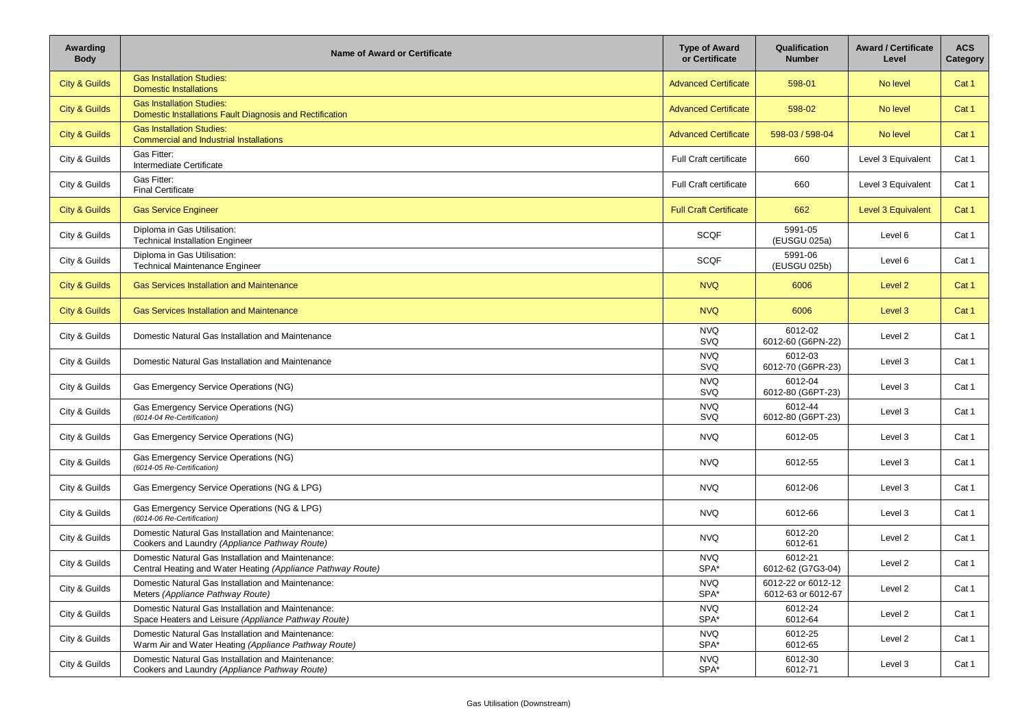| Awarding Body | Name of Award or Certificate | Type of Award or Certificate | Qualification Number | Award / Certificate Level | ACS Category |
|---|---|---|---|---|---|
| City & Guilds | Gas Installation Studies:<br>Domestic Installations | Advanced Certificate | 598-01 | No level | Cat 1 |
| City & Guilds | Gas Installation Studies:<br>Domestic Installations Fault Diagnosis and Rectification | Advanced Certificate | 598-02 | No level | Cat 1 |
| City & Guilds | Gas Installation Studies:<br>Commercial and Industrial Installations | Advanced Certificate | 598-03 / 598-04 | No level | Cat 1 |
| City & Guilds | Gas Fitter:<br>Intermediate Certificate | Full Craft certificate | 660 | Level 3 Equivalent | Cat 1 |
| City & Guilds | Gas Fitter:<br>Final Certificate | Full Craft certificate | 660 | Level 3 Equivalent | Cat 1 |
| City & Guilds | Gas Service Engineer | Full Craft Certificate | 662 | Level 3 Equivalent | Cat 1 |
| City & Guilds | Diploma in Gas Utilisation:<br>Technical Installation Engineer | SCQF | 5991-05<br>(EUSGU 025a) | Level 6 | Cat 1 |
| City & Guilds | Diploma in Gas Utilisation:<br>Technical Maintenance Engineer | SCQF | 5991-06<br>(EUSGU 025b) | Level 6 | Cat 1 |
| City & Guilds | Gas Services Installation and Maintenance | NVQ | 6006 | Level 2 | Cat 1 |
| City & Guilds | Gas Services Installation and Maintenance | NVQ | 6006 | Level 3 | Cat 1 |
| City & Guilds | Domestic Natural Gas Installation and Maintenance | NVQ<br>SVQ | 6012-02<br>6012-60 (G6PN-22) | Level 2 | Cat 1 |
| City & Guilds | Domestic Natural Gas Installation and Maintenance | NVQ<br>SVQ | 6012-03<br>6012-70 (G6PR-23) | Level 3 | Cat 1 |
| City & Guilds | Gas Emergency Service Operations (NG) | NVQ<br>SVQ | 6012-04<br>6012-80 (G6PT-23) | Level 3 | Cat 1 |
| City & Guilds | Gas Emergency Service Operations (NG)<br>*(6014-04 Re-Certification)* | NVQ<br>SVQ | 6012-44<br>6012-80 (G6PT-23) | Level 3 | Cat 1 |
| City & Guilds | Gas Emergency Service Operations (NG) | NVQ | 6012-05 | Level 3 | Cat 1 |
| City & Guilds | Gas Emergency Service Operations (NG)<br>*(6014-05 Re-Certification)* | NVQ | 6012-55 | Level 3 | Cat 1 |
| City & Guilds | Gas Emergency Service Operations (NG & LPG) | NVQ | 6012-06 | Level 3 | Cat 1 |
| City & Guilds | Gas Emergency Service Operations (NG & LPG)<br>*(6014-06 Re-Certification)* | NVQ | 6012-66 | Level 3 | Cat 1 |
| City & Guilds | Domestic Natural Gas Installation and Maintenance:<br>Cookers and Laundry *(Appliance Pathway Route)* | NVQ | 6012-20<br>6012-61 | Level 2 | Cat 1 |
| City & Guilds | Domestic Natural Gas Installation and Maintenance:<br>Central Heating and Water Heating *(Appliance Pathway Route)* | NVQ<br>SPA* | 6012-21<br>6012-62 (G7G3-04) | Level 2 | Cat 1 |
| City & Guilds | Domestic Natural Gas Installation and Maintenance:<br>Meters *(Appliance Pathway Route)* | NVQ<br>SPA* | 6012-22 or 6012-12<br>6012-63 or 6012-67 | Level 2 | Cat 1 |
| City & Guilds | Domestic Natural Gas Installation and Maintenance:<br>Space Heaters and Leisure *(Appliance Pathway Route)* | NVQ<br>SPA* | 6012-24<br>6012-64 | Level 2 | Cat 1 |
| City & Guilds | Domestic Natural Gas Installation and Maintenance:<br>Warm Air and Water Heating *(Appliance Pathway Route)* | NVQ<br>SPA* | 6012-25<br>6012-65 | Level 2 | Cat 1 |
| City & Guilds | Domestic Natural Gas Installation and Maintenance:<br>Cookers and Laundry *(Appliance Pathway Route)* | NVQ<br>SPA* | 6012-30<br>6012-71 | Level 3 | Cat 1 |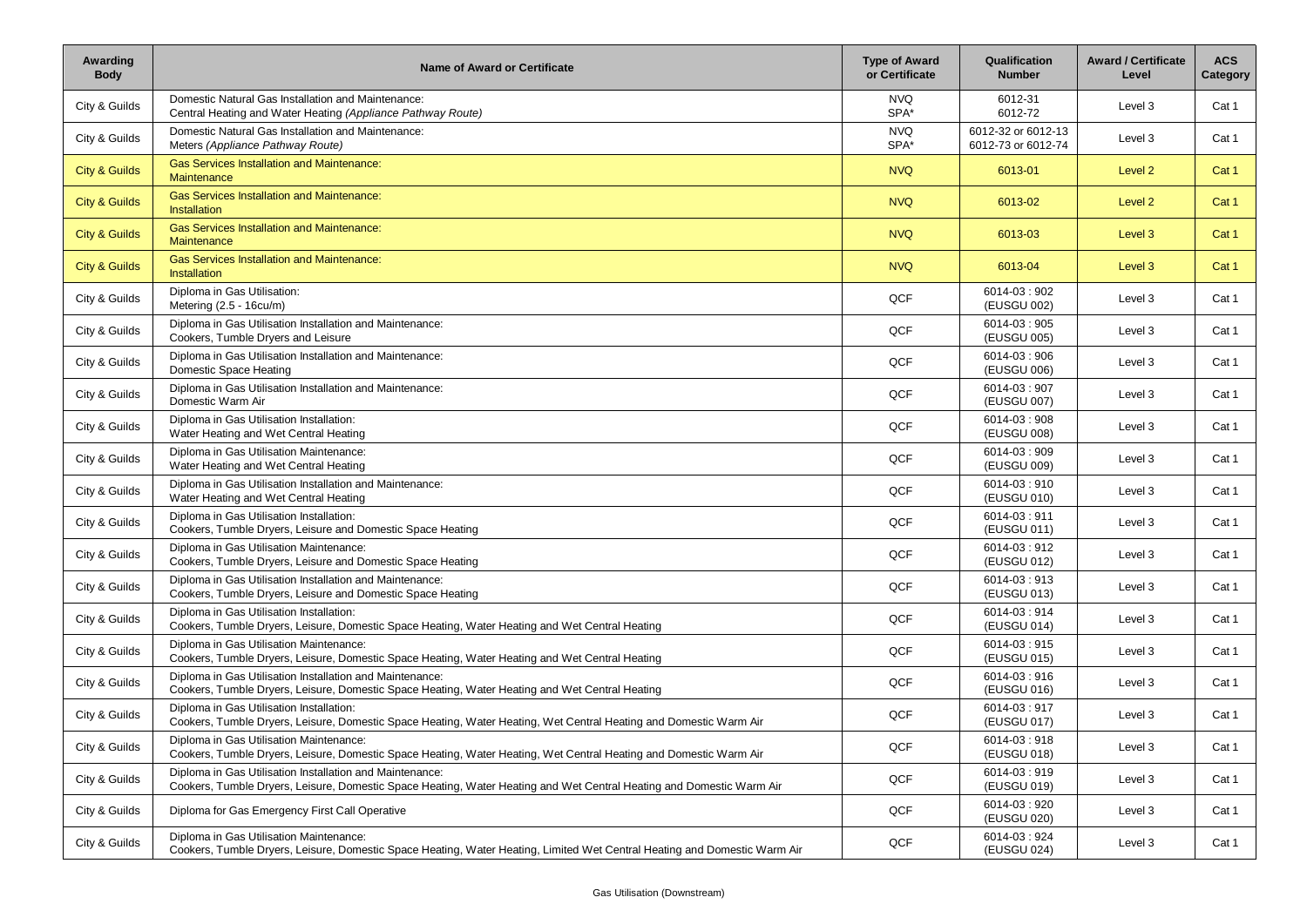| Awarding Body | Name of Award or Certificate | Type of Award or Certificate | Qualification Number | Award / Certificate Level | ACS Category |
|---|---|---|---|---|---|
| City & Guilds | Domestic Natural Gas Installation and Maintenance:<br>Central Heating and Water Heating *(Appliance Pathway Route)* | NVQ<br>SPA* | 6012-31<br>6012-72 | Level 3 | Cat 1 |
| City & Guilds | Domestic Natural Gas Installation and Maintenance:<br>Meters *(Appliance Pathway Route)* | NVQ<br>SPA* | 6012-32 or 6012-13<br>6012-73 or 6012-74 | Level 3 | Cat 1 |
| City & Guilds | Gas Services Installation and Maintenance:<br>Maintenance | NVQ | 6013-01 | Level 2 | Cat 1 |
| City & Guilds | Gas Services Installation and Maintenance:<br>Installation | NVQ | 6013-02 | Level 2 | Cat 1 |
| City & Guilds | Gas Services Installation and Maintenance:<br>Maintenance | NVQ | 6013-03 | Level 3 | Cat 1 |
| City & Guilds | Gas Services Installation and Maintenance:<br>Installation | NVQ | 6013-04 | Level 3 | Cat 1 |
| City & Guilds | Diploma in Gas Utilisation:<br>Metering (2.5 - 16cu/m) | QCF | 6014-03 : 902<br>(EUSGU 002) | Level 3 | Cat 1 |
| City & Guilds | Diploma in Gas Utilisation Installation and Maintenance:<br>Cookers, Tumble Dryers and Leisure | QCF | 6014-03 : 905<br>(EUSGU 005) | Level 3 | Cat 1 |
| City & Guilds | Diploma in Gas Utilisation Installation and Maintenance:<br>Domestic Space Heating | QCF | 6014-03 : 906<br>(EUSGU 006) | Level 3 | Cat 1 |
| City & Guilds | Diploma in Gas Utilisation Installation and Maintenance:<br>Domestic Warm Air | QCF | 6014-03 : 907<br>(EUSGU 007) | Level 3 | Cat 1 |
| City & Guilds | Diploma in Gas Utilisation Installation:<br>Water Heating and Wet Central Heating | QCF | 6014-03 : 908<br>(EUSGU 008) | Level 3 | Cat 1 |
| City & Guilds | Diploma in Gas Utilisation Maintenance:<br>Water Heating and Wet Central Heating | QCF | 6014-03 : 909<br>(EUSGU 009) | Level 3 | Cat 1 |
| City & Guilds | Diploma in Gas Utilisation Installation and Maintenance:<br>Water Heating and Wet Central Heating | QCF | 6014-03 : 910<br>(EUSGU 010) | Level 3 | Cat 1 |
| City & Guilds | Diploma in Gas Utilisation Installation:<br>Cookers, Tumble Dryers, Leisure and Domestic Space Heating | QCF | 6014-03 : 911<br>(EUSGU 011) | Level 3 | Cat 1 |
| City & Guilds | Diploma in Gas Utilisation Maintenance:<br>Cookers, Tumble Dryers, Leisure and Domestic Space Heating | QCF | 6014-03 : 912<br>(EUSGU 012) | Level 3 | Cat 1 |
| City & Guilds | Diploma in Gas Utilisation Installation and Maintenance:<br>Cookers, Tumble Dryers, Leisure and Domestic Space Heating | QCF | 6014-03 : 913<br>(EUSGU 013) | Level 3 | Cat 1 |
| City & Guilds | Diploma in Gas Utilisation Installation:<br>Cookers, Tumble Dryers, Leisure, Domestic Space Heating, Water Heating and Wet Central Heating | QCF | 6014-03 : 914<br>(EUSGU 014) | Level 3 | Cat 1 |
| City & Guilds | Diploma in Gas Utilisation Maintenance:<br>Cookers, Tumble Dryers, Leisure, Domestic Space Heating, Water Heating and Wet Central Heating | QCF | 6014-03 : 915<br>(EUSGU 015) | Level 3 | Cat 1 |
| City & Guilds | Diploma in Gas Utilisation Installation and Maintenance:<br>Cookers, Tumble Dryers, Leisure, Domestic Space Heating, Water Heating and Wet Central Heating | QCF | 6014-03 : 916<br>(EUSGU 016) | Level 3 | Cat 1 |
| City & Guilds | Diploma in Gas Utilisation Installation:<br>Cookers, Tumble Dryers, Leisure, Domestic Space Heating, Water Heating, Wet Central Heating and Domestic Warm Air | QCF | 6014-03 : 917<br>(EUSGU 017) | Level 3 | Cat 1 |
| City & Guilds | Diploma in Gas Utilisation Maintenance:<br>Cookers, Tumble Dryers, Leisure, Domestic Space Heating, Water Heating, Wet Central Heating and Domestic Warm Air | QCF | 6014-03 : 918<br>(EUSGU 018) | Level 3 | Cat 1 |
| City & Guilds | Diploma in Gas Utilisation Installation and Maintenance:<br>Cookers, Tumble Dryers, Leisure, Domestic Space Heating, Water Heating and Wet Central Heating and Domestic Warm Air | QCF | 6014-03 : 919<br>(EUSGU 019) | Level 3 | Cat 1 |
| City & Guilds | Diploma for Gas Emergency First Call Operative | QCF | 6014-03 : 920<br>(EUSGU 020) | Level 3 | Cat 1 |
| City & Guilds | Diploma in Gas Utilisation Maintenance:<br>Cookers, Tumble Dryers, Leisure, Domestic Space Heating, Water Heating, Limited Wet Central Heating and Domestic Warm Air | QCF | 6014-03 : 924<br>(EUSGU 024) | Level 3 | Cat 1 |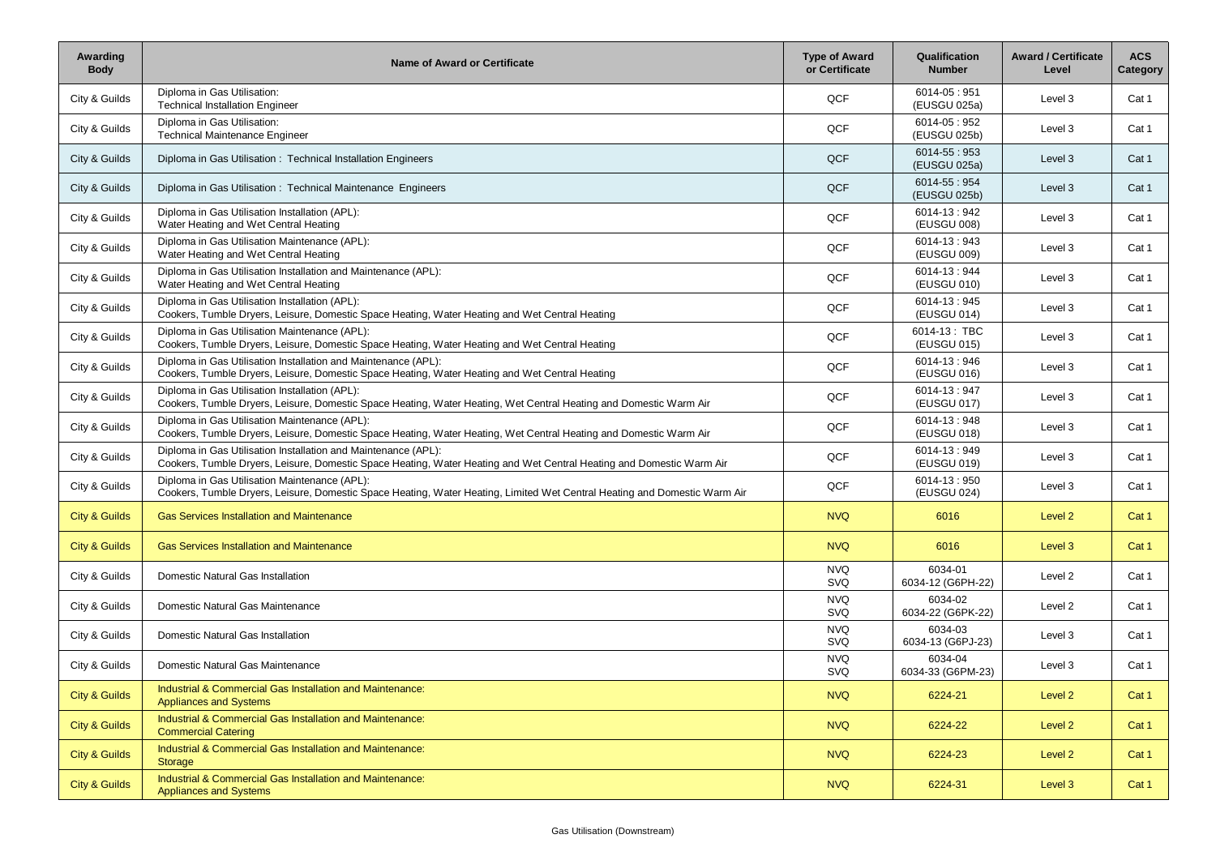| Awarding Body | Name of Award or Certificate | Type of Award or Certificate | Qualification Number | Award / Certificate Level | ACS Category |
|---|---|---|---|---|---|
| City & Guilds | Diploma in Gas Utilisation: Technical Installation Engineer | QCF | 6014-05 : 951 (EUSGU 025a) | Level 3 | Cat 1 |
| City & Guilds | Diploma in Gas Utilisation: Technical Maintenance Engineer | QCF | 6014-05 : 952 (EUSGU 025b) | Level 3 | Cat 1 |
| City & Guilds | Diploma in Gas Utilisation : Technical Installation Engineers | QCF | 6014-55 : 953 (EUSGU 025a) | Level 3 | Cat 1 |
| City & Guilds | Diploma in Gas Utilisation : Technical Maintenance Engineers | QCF | 6014-55 : 954 (EUSGU 025b) | Level 3 | Cat 1 |
| City & Guilds | Diploma in Gas Utilisation Installation (APL): Water Heating and Wet Central Heating | QCF | 6014-13 : 942 (EUSGU 008) | Level 3 | Cat 1 |
| City & Guilds | Diploma in Gas Utilisation Maintenance (APL): Water Heating and Wet Central Heating | QCF | 6014-13 : 943 (EUSGU 009) | Level 3 | Cat 1 |
| City & Guilds | Diploma in Gas Utilisation Installation and Maintenance (APL): Water Heating and Wet Central Heating | QCF | 6014-13 : 944 (EUSGU 010) | Level 3 | Cat 1 |
| City & Guilds | Diploma in Gas Utilisation Installation (APL): Cookers, Tumble Dryers, Leisure, Domestic Space Heating, Water Heating and Wet Central Heating | QCF | 6014-13 : 945 (EUSGU 014) | Level 3 | Cat 1 |
| City & Guilds | Diploma in Gas Utilisation Maintenance (APL): Cookers, Tumble Dryers, Leisure, Domestic Space Heating, Water Heating and Wet Central Heating | QCF | 6014-13 : TBC (EUSGU 015) | Level 3 | Cat 1 |
| City & Guilds | Diploma in Gas Utilisation Installation and Maintenance (APL): Cookers, Tumble Dryers, Leisure, Domestic Space Heating, Water Heating and Wet Central Heating | QCF | 6014-13 : 946 (EUSGU 016) | Level 3 | Cat 1 |
| City & Guilds | Diploma in Gas Utilisation Installation (APL): Cookers, Tumble Dryers, Leisure, Domestic Space Heating, Water Heating, Wet Central Heating and Domestic Warm Air | QCF | 6014-13 : 947 (EUSGU 017) | Level 3 | Cat 1 |
| City & Guilds | Diploma in Gas Utilisation Maintenance (APL): Cookers, Tumble Dryers, Leisure, Domestic Space Heating, Water Heating, Wet Central Heating and Domestic Warm Air | QCF | 6014-13 : 948 (EUSGU 018) | Level 3 | Cat 1 |
| City & Guilds | Diploma in Gas Utilisation Installation and Maintenance (APL): Cookers, Tumble Dryers, Leisure, Domestic Space Heating, Water Heating and Wet Central Heating and Domestic Warm Air | QCF | 6014-13 : 949 (EUSGU 019) | Level 3 | Cat 1 |
| City & Guilds | Diploma in Gas Utilisation Maintenance (APL): Cookers, Tumble Dryers, Leisure, Domestic Space Heating, Water Heating, Limited Wet Central Heating and Domestic Warm Air | QCF | 6014-13 : 950 (EUSGU 024) | Level 3 | Cat 1 |
| City & Guilds | Gas Services Installation and Maintenance | NVQ | 6016 | Level 2 | Cat 1 |
| City & Guilds | Gas Services Installation and Maintenance | NVQ | 6016 | Level 3 | Cat 1 |
| City & Guilds | Domestic Natural Gas Installation | NVQ SVQ | 6034-01 6034-12 (G6PH-22) | Level 2 | Cat 1 |
| City & Guilds | Domestic Natural Gas Maintenance | NVQ SVQ | 6034-02 6034-22 (G6PK-22) | Level 2 | Cat 1 |
| City & Guilds | Domestic Natural Gas Installation | NVQ SVQ | 6034-03 6034-13 (G6PJ-23) | Level 3 | Cat 1 |
| City & Guilds | Domestic Natural Gas Maintenance | NVQ SVQ | 6034-04 6034-33 (G6PM-23) | Level 3 | Cat 1 |
| City & Guilds | Industrial & Commercial Gas Installation and Maintenance: Appliances and Systems | NVQ | 6224-21 | Level 2 | Cat 1 |
| City & Guilds | Industrial & Commercial Gas Installation and Maintenance: Commercial Catering | NVQ | 6224-22 | Level 2 | Cat 1 |
| City & Guilds | Industrial & Commercial Gas Installation and Maintenance: Storage | NVQ | 6224-23 | Level 2 | Cat 1 |
| City & Guilds | Industrial & Commercial Gas Installation and Maintenance: Appliances and Systems | NVQ | 6224-31 | Level 3 | Cat 1 |

Gas Utilisation (Downstream)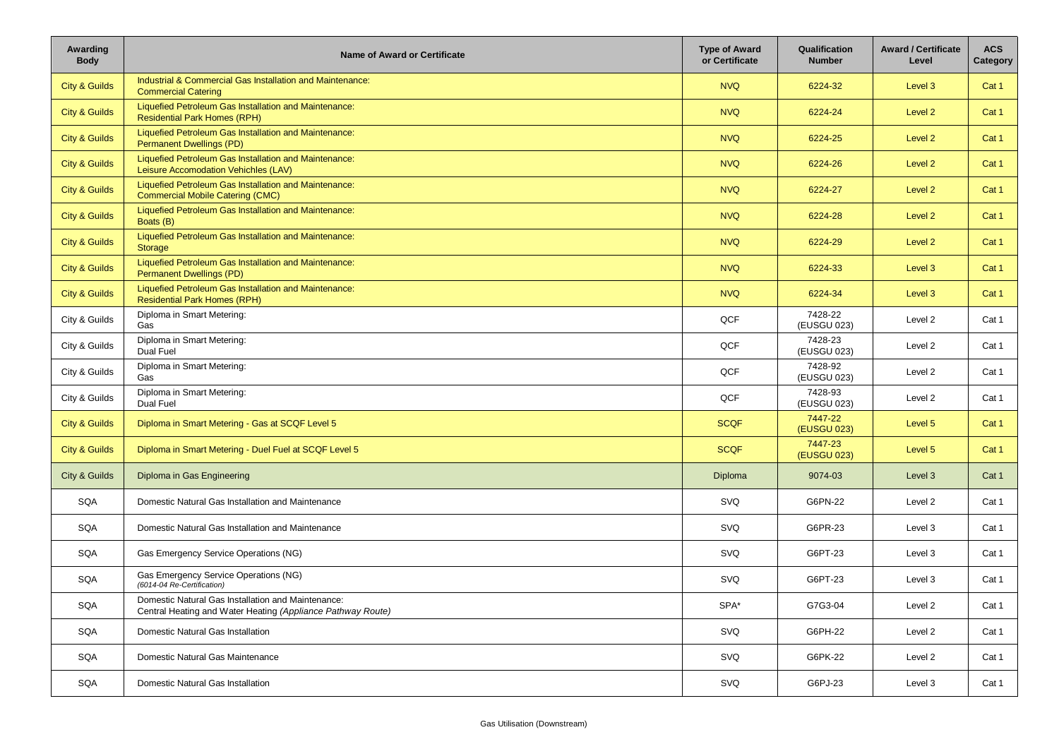| Awarding Body | Name of Award or Certificate | Type of Award or Certificate | Qualification Number | Award / Certificate Level | ACS Category |
|---|---|---|---|---|---|
| City & Guilds | Industrial & Commercial Gas Installation and Maintenance: Commercial Catering | NVQ | 6224-32 | Level 3 | Cat 1 |
| City & Guilds | Liquefied Petroleum Gas Installation and Maintenance: Residential Park Homes (RPH) | NVQ | 6224-24 | Level 2 | Cat 1 |
| City & Guilds | Liquefied Petroleum Gas Installation and Maintenance: Permanent Dwellings (PD) | NVQ | 6224-25 | Level 2 | Cat 1 |
| City & Guilds | Liquefied Petroleum Gas Installation and Maintenance: Leisure Accomodation Vehichles (LAV) | NVQ | 6224-26 | Level 2 | Cat 1 |
| City & Guilds | Liquefied Petroleum Gas Installation and Maintenance: Commercial Mobile Catering (CMC) | NVQ | 6224-27 | Level 2 | Cat 1 |
| City & Guilds | Liquefied Petroleum Gas Installation and Maintenance: Boats (B) | NVQ | 6224-28 | Level 2 | Cat 1 |
| City & Guilds | Liquefied Petroleum Gas Installation and Maintenance: Storage | NVQ | 6224-29 | Level 2 | Cat 1 |
| City & Guilds | Liquefied Petroleum Gas Installation and Maintenance: Permanent Dwellings (PD) | NVQ | 6224-33 | Level 3 | Cat 1 |
| City & Guilds | Liquefied Petroleum Gas Installation and Maintenance: Residential Park Homes (RPH) | NVQ | 6224-34 | Level 3 | Cat 1 |
| City & Guilds | Diploma in Smart Metering: Gas | QCF | 7428-22 (EUSGU 023) | Level 2 | Cat 1 |
| City & Guilds | Diploma in Smart Metering: Dual Fuel | QCF | 7428-23 (EUSGU 023) | Level 2 | Cat 1 |
| City & Guilds | Diploma in Smart Metering: Gas | QCF | 7428-92 (EUSGU 023) | Level 2 | Cat 1 |
| City & Guilds | Diploma in Smart Metering: Dual Fuel | QCF | 7428-93 (EUSGU 023) | Level 2 | Cat 1 |
| City & Guilds | Diploma in Smart Metering - Gas at SCQF Level 5 | SCQF | 7447-22 (EUSGU 023) | Level 5 | Cat 1 |
| City & Guilds | Diploma in Smart Metering - Duel Fuel at SCQF Level 5 | SCQF | 7447-23 (EUSGU 023) | Level 5 | Cat 1 |
| City & Guilds | Diploma in Gas Engineering | Diploma | 9074-03 | Level 3 | Cat 1 |
| SQA | Domestic Natural Gas Installation and Maintenance | SVQ | G6PN-22 | Level 2 | Cat 1 |
| SQA | Domestic Natural Gas Installation and Maintenance | SVQ | G6PR-23 | Level 3 | Cat 1 |
| SQA | Gas Emergency Service Operations (NG) | SVQ | G6PT-23 | Level 3 | Cat 1 |
| SQA | Gas Emergency Service Operations (NG) *(6014-04 Re-Certification)* | SVQ | G6PT-23 | Level 3 | Cat 1 |
| SQA | Domestic Natural Gas Installation and Maintenance: Central Heating and Water Heating *(Appliance Pathway Route)* | SPA* | G7G3-04 | Level 2 | Cat 1 |
| SQA | Domestic Natural Gas Installation | SVQ | G6PH-22 | Level 2 | Cat 1 |
| SQA | Domestic Natural Gas Maintenance | SVQ | G6PK-22 | Level 2 | Cat 1 |
| SQA | Domestic Natural Gas Installation | SVQ | G6PJ-23 | Level 3 | Cat 1 |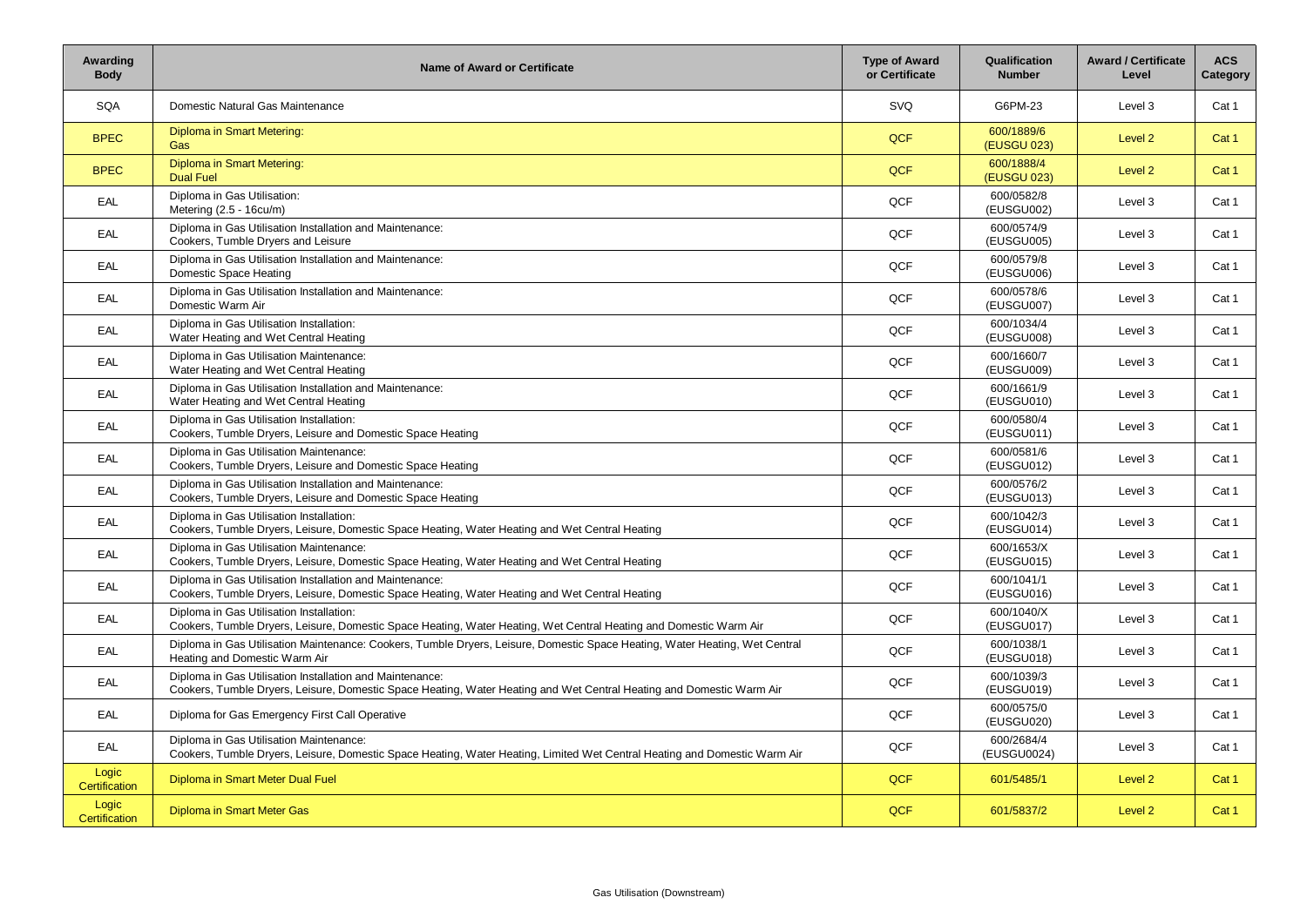| Awarding Body | Name of Award or Certificate | Type of Award or Certificate | Qualification Number | Award / Certificate Level | ACS Category |
|---|---|---|---|---|---|
| SQA | Domestic Natural Gas Maintenance | SVQ | G6PM-23 | Level 3 | Cat 1 |
| BPEC | Diploma in Smart Metering: Gas | QCF | 600/1889/6 (EUSGU 023) | Level 2 | Cat 1 |
| BPEC | Diploma in Smart Metering: Dual Fuel | QCF | 600/1888/4 (EUSGU 023) | Level 2 | Cat 1 |
| EAL | Diploma in Gas Utilisation: Metering (2.5 - 16cu/m) | QCF | 600/0582/8 (EUSGU002) | Level 3 | Cat 1 |
| EAL | Diploma in Gas Utilisation Installation and Maintenance: Cookers, Tumble Dryers and Leisure | QCF | 600/0574/9 (EUSGU005) | Level 3 | Cat 1 |
| EAL | Diploma in Gas Utilisation Installation and Maintenance: Domestic Space Heating | QCF | 600/0579/8 (EUSGU006) | Level 3 | Cat 1 |
| EAL | Diploma in Gas Utilisation Installation and Maintenance: Domestic Warm Air | QCF | 600/0578/6 (EUSGU007) | Level 3 | Cat 1 |
| EAL | Diploma in Gas Utilisation Installation: Water Heating and Wet Central Heating | QCF | 600/1034/4 (EUSGU008) | Level 3 | Cat 1 |
| EAL | Diploma in Gas Utilisation Maintenance: Water Heating and Wet Central Heating | QCF | 600/1660/7 (EUSGU009) | Level 3 | Cat 1 |
| EAL | Diploma in Gas Utilisation Installation and Maintenance: Water Heating and Wet Central Heating | QCF | 600/1661/9 (EUSGU010) | Level 3 | Cat 1 |
| EAL | Diploma in Gas Utilisation Installation: Cookers, Tumble Dryers, Leisure and Domestic Space Heating | QCF | 600/0580/4 (EUSGU011) | Level 3 | Cat 1 |
| EAL | Diploma in Gas Utilisation Maintenance: Cookers, Tumble Dryers, Leisure and Domestic Space Heating | QCF | 600/0581/6 (EUSGU012) | Level 3 | Cat 1 |
| EAL | Diploma in Gas Utilisation Installation and Maintenance: Cookers, Tumble Dryers, Leisure and Domestic Space Heating | QCF | 600/0576/2 (EUSGU013) | Level 3 | Cat 1 |
| EAL | Diploma in Gas Utilisation Installation: Cookers, Tumble Dryers, Leisure, Domestic Space Heating, Water Heating and Wet Central Heating | QCF | 600/1042/3 (EUSGU014) | Level 3 | Cat 1 |
| EAL | Diploma in Gas Utilisation Maintenance: Cookers, Tumble Dryers, Leisure, Domestic Space Heating, Water Heating and Wet Central Heating | QCF | 600/1653/X (EUSGU015) | Level 3 | Cat 1 |
| EAL | Diploma in Gas Utilisation Installation and Maintenance: Cookers, Tumble Dryers, Leisure, Domestic Space Heating, Water Heating and Wet Central Heating | QCF | 600/1041/1 (EUSGU016) | Level 3 | Cat 1 |
| EAL | Diploma in Gas Utilisation Installation: Cookers, Tumble Dryers, Leisure, Domestic Space Heating, Water Heating, Wet Central Heating and Domestic Warm Air | QCF | 600/1040/X (EUSGU017) | Level 3 | Cat 1 |
| EAL | Diploma in Gas Utilisation Maintenance: Cookers, Tumble Dryers, Leisure, Domestic Space Heating, Water Heating, Wet Central Heating and Domestic Warm Air | QCF | 600/1038/1 (EUSGU018) | Level 3 | Cat 1 |
| EAL | Diploma in Gas Utilisation Installation and Maintenance: Cookers, Tumble Dryers, Leisure, Domestic Space Heating, Water Heating and Wet Central Heating and Domestic Warm Air | QCF | 600/1039/3 (EUSGU019) | Level 3 | Cat 1 |
| EAL | Diploma for Gas Emergency First Call Operative | QCF | 600/0575/0 (EUSGU020) | Level 3 | Cat 1 |
| EAL | Diploma in Gas Utilisation Maintenance: Cookers, Tumble Dryers, Leisure, Domestic Space Heating, Water Heating, Limited Wet Central Heating and Domestic Warm Air | QCF | 600/2684/4 (EUSGU0024) | Level 3 | Cat 1 |
| Logic Certification | Diploma in Smart Meter Dual Fuel | QCF | 601/5485/1 | Level 2 | Cat 1 |
| Logic Certification | Diploma in Smart Meter Gas | QCF | 601/5837/2 | Level 2 | Cat 1 |

Gas Utilisation (Downstream)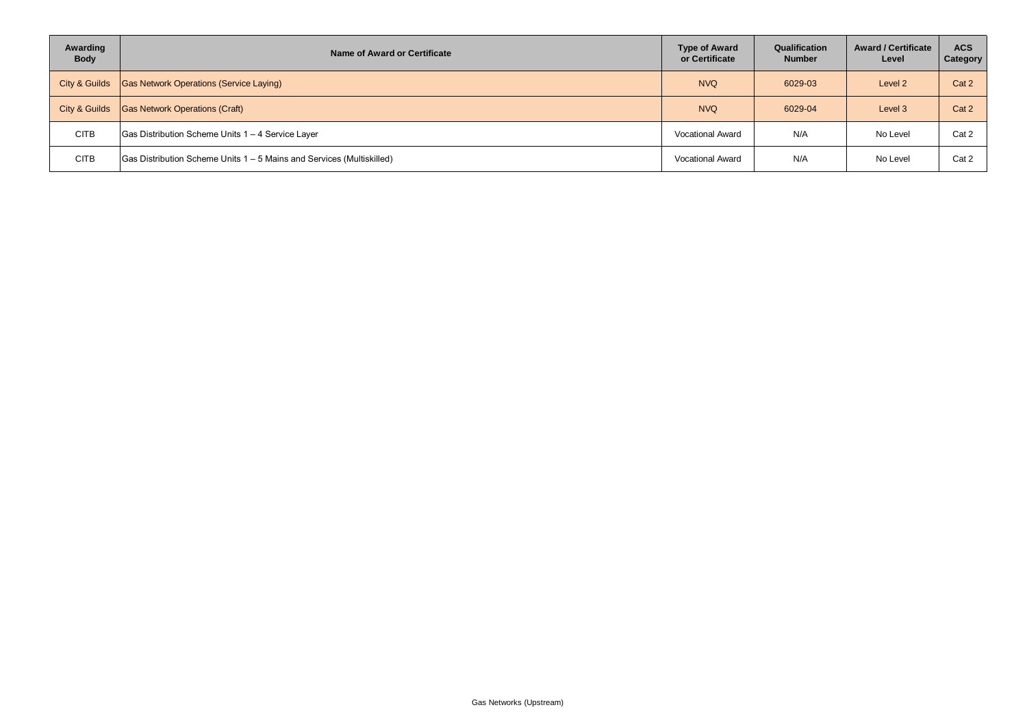| Awarding Body | Name of Award or Certificate | Type of Award or Certificate | Qualification Number | Award / Certificate Level | ACS Category |
| --- | --- | --- | --- | --- | --- |
| City & Guilds | Gas Network Operations (Service Laying) | NVQ | 6029-03 | Level 2 | Cat 2 |
| City & Guilds | Gas Network Operations (Craft) | NVQ | 6029-04 | Level 3 | Cat 2 |
| CITB | Gas Distribution Scheme Units 1 – 4 Service Layer | Vocational Award | N/A | No Level | Cat 2 |
| CITB | Gas Distribution Scheme Units 1 – 5 Mains and Services (Multiskilled) | Vocational Award | N/A | No Level | Cat 2 |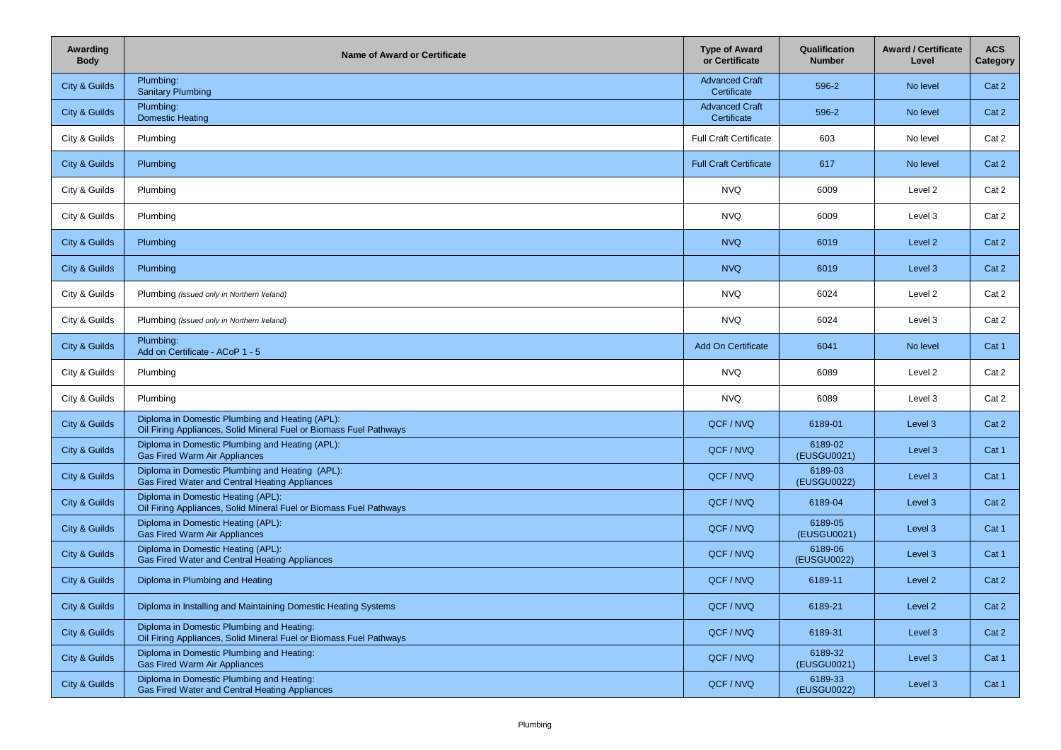| Awarding Body | Name of Award or Certificate | Type of Award or Certificate | Qualification Number | Award / Certificate Level | ACS Category |
|---|---|---|---|---|---|
| City & Guilds | Plumbing:<br>Sanitary Plumbing | Advanced Craft Certificate | 596-2 | No level | Cat 2 |
| City & Guilds | Plumbing:<br>Domestic Heating | Advanced Craft Certificate | 596-2 | No level | Cat 2 |
| City & Guilds | Plumbing | Full Craft Certificate | 603 | No level | Cat 2 |
| City & Guilds | Plumbing | Full Craft Certificate | 617 | No level | Cat 2 |
| City & Guilds | Plumbing | NVQ | 6009 | Level 2 | Cat 2 |
| City & Guilds | Plumbing | NVQ | 6009 | Level 3 | Cat 2 |
| City & Guilds | Plumbing | NVQ | 6019 | Level 2 | Cat 2 |
| City & Guilds | Plumbing | NVQ | 6019 | Level 3 | Cat 2 |
| City & Guilds | Plumbing *(Issued only in Northern Ireland)* | NVQ | 6024 | Level 2 | Cat 2 |
| City & Guilds | Plumbing *(Issued only in Northern Ireland)* | NVQ | 6024 | Level 3 | Cat 2 |
| City & Guilds | Plumbing:<br>Add on Certificate - ACoP 1 - 5 | Add On Certificate | 6041 | No level | Cat 1 |
| City & Guilds | Plumbing | NVQ | 6089 | Level 2 | Cat 2 |
| City & Guilds | Plumbing | NVQ | 6089 | Level 3 | Cat 2 |
| City & Guilds | Diploma in Domestic Plumbing and Heating (APL):<br>Oil Firing Appliances, Solid Mineral Fuel or Biomass Fuel Pathways | QCF / NVQ | 6189-01 | Level 3 | Cat 2 |
| City & Guilds | Diploma in Domestic Plumbing and Heating (APL):<br>Gas Fired Warm Air Appliances | QCF / NVQ | 6189-02 (EUSGU0021) | Level 3 | Cat 1 |
| City & Guilds | Diploma in Domestic Plumbing and Heating (APL):<br>Gas Fired Water and Central Heating Appliances | QCF / NVQ | 6189-03 (EUSGU0022) | Level 3 | Cat 1 |
| City & Guilds | Diploma in Domestic Heating (APL):<br>Oil Firing Appliances, Solid Mineral Fuel or Biomass Fuel Pathways | QCF / NVQ | 6189-04 | Level 3 | Cat 2 |
| City & Guilds | Diploma in Domestic Heating (APL):<br>Gas Fired Warm Air Appliances | QCF / NVQ | 6189-05 (EUSGU0021) | Level 3 | Cat 1 |
| City & Guilds | Diploma in Domestic Heating (APL):<br>Gas Fired Water and Central Heating Appliances | QCF / NVQ | 6189-06 (EUSGU0022) | Level 3 | Cat 1 |
| City & Guilds | Diploma in Plumbing and Heating | QCF / NVQ | 6189-11 | Level 2 | Cat 2 |
| City & Guilds | Diploma in Installing and Maintaining Domestic Heating Systems | QCF / NVQ | 6189-21 | Level 2 | Cat 2 |
| City & Guilds | Diploma in Domestic Plumbing and Heating:<br>Oil Firing Appliances, Solid Mineral Fuel or Biomass Fuel Pathways | QCF / NVQ | 6189-31 | Level 3 | Cat 2 |
| City & Guilds | Diploma in Domestic Plumbing and Heating:<br>Gas Fired Warm Air Appliances | QCF / NVQ | 6189-32 (EUSGU0021) | Level 3 | Cat 1 |
| City & Guilds | Diploma in Domestic Plumbing and Heating:<br>Gas Fired Water and Central Heating Appliances | QCF / NVQ | 6189-33 (EUSGU0022) | Level 3 | Cat 1 |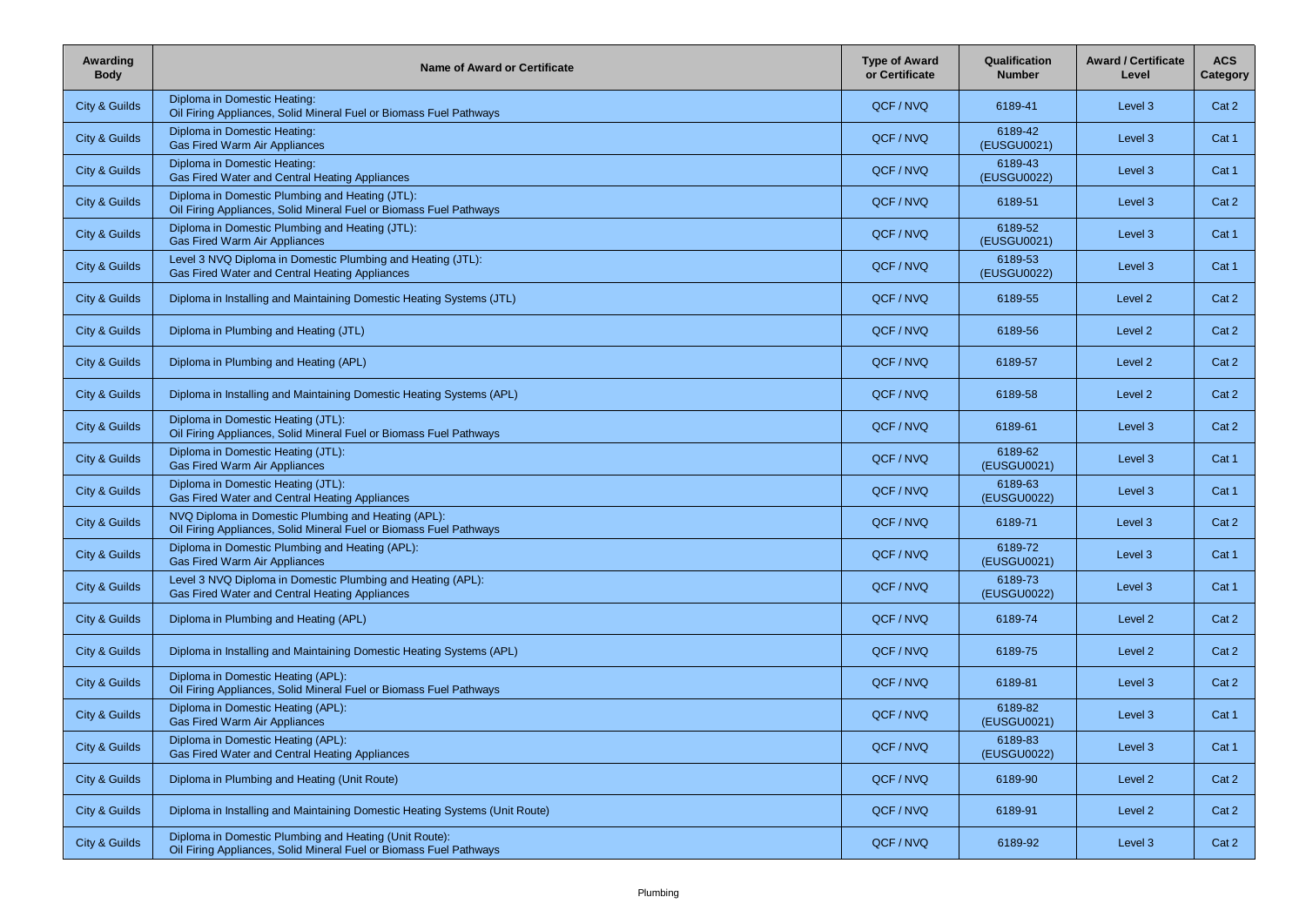| Awarding Body | Name of Award or Certificate | Type of Award or Certificate | Qualification Number | Award / Certificate Level | ACS Category |
|---|---|---|---|---|---|
| City & Guilds | Diploma in Domestic Heating: Oil Firing Appliances, Solid Mineral Fuel or Biomass Fuel Pathways | QCF / NVQ | 6189-41 | Level 3 | Cat 2 |
| City & Guilds | Diploma in Domestic Heating: Gas Fired Warm Air Appliances | QCF / NVQ | 6189-42 (EUSGU0021) | Level 3 | Cat 1 |
| City & Guilds | Diploma in Domestic Heating: Gas Fired Water and Central Heating Appliances | QCF / NVQ | 6189-43 (EUSGU0022) | Level 3 | Cat 1 |
| City & Guilds | Diploma in Domestic Plumbing and Heating (JTL): Oil Firing Appliances, Solid Mineral Fuel or Biomass Fuel Pathways | QCF / NVQ | 6189-51 | Level 3 | Cat 2 |
| City & Guilds | Diploma in Domestic Plumbing and Heating (JTL): Gas Fired Warm Air Appliances | QCF / NVQ | 6189-52 (EUSGU0021) | Level 3 | Cat 1 |
| City & Guilds | Level 3 NVQ Diploma in Domestic Plumbing and Heating (JTL): Gas Fired Water and Central Heating Appliances | QCF / NVQ | 6189-53 (EUSGU0022) | Level 3 | Cat 1 |
| City & Guilds | Diploma in Installing and Maintaining Domestic Heating Systems (JTL) | QCF / NVQ | 6189-55 | Level 2 | Cat 2 |
| City & Guilds | Diploma in Plumbing and Heating (JTL) | QCF / NVQ | 6189-56 | Level 2 | Cat 2 |
| City & Guilds | Diploma in Plumbing and Heating (APL) | QCF / NVQ | 6189-57 | Level 2 | Cat 2 |
| City & Guilds | Diploma in Installing and Maintaining Domestic Heating Systems (APL) | QCF / NVQ | 6189-58 | Level 2 | Cat 2 |
| City & Guilds | Diploma in Domestic Heating (JTL): Oil Firing Appliances, Solid Mineral Fuel or Biomass Fuel Pathways | QCF / NVQ | 6189-61 | Level 3 | Cat 2 |
| City & Guilds | Diploma in Domestic Heating (JTL): Gas Fired Warm Air Appliances | QCF / NVQ | 6189-62 (EUSGU0021) | Level 3 | Cat 1 |
| City & Guilds | Diploma in Domestic Heating (JTL): Gas Fired Water and Central Heating Appliances | QCF / NVQ | 6189-63 (EUSGU0022) | Level 3 | Cat 1 |
| City & Guilds | NVQ Diploma in Domestic Plumbing and Heating (APL): Oil Firing Appliances, Solid Mineral Fuel or Biomass Fuel Pathways | QCF / NVQ | 6189-71 | Level 3 | Cat 2 |
| City & Guilds | Diploma in Domestic Plumbing and Heating (APL): Gas Fired Warm Air Appliances | QCF / NVQ | 6189-72 (EUSGU0021) | Level 3 | Cat 1 |
| City & Guilds | Level 3 NVQ Diploma in Domestic Plumbing and Heating (APL): Gas Fired Water and Central Heating Appliances | QCF / NVQ | 6189-73 (EUSGU0022) | Level 3 | Cat 1 |
| City & Guilds | Diploma in Plumbing and Heating (APL) | QCF / NVQ | 6189-74 | Level 2 | Cat 2 |
| City & Guilds | Diploma in Installing and Maintaining Domestic Heating Systems (APL) | QCF / NVQ | 6189-75 | Level 2 | Cat 2 |
| City & Guilds | Diploma in Domestic Heating (APL): Oil Firing Appliances, Solid Mineral Fuel or Biomass Fuel Pathways | QCF / NVQ | 6189-81 | Level 3 | Cat 2 |
| City & Guilds | Diploma in Domestic Heating (APL): Gas Fired Warm Air Appliances | QCF / NVQ | 6189-82 (EUSGU0021) | Level 3 | Cat 1 |
| City & Guilds | Diploma in Domestic Heating (APL): Gas Fired Water and Central Heating Appliances | QCF / NVQ | 6189-83 (EUSGU0022) | Level 3 | Cat 1 |
| City & Guilds | Diploma in Plumbing and Heating (Unit Route) | QCF / NVQ | 6189-90 | Level 2 | Cat 2 |
| City & Guilds | Diploma in Installing and Maintaining Domestic Heating Systems (Unit Route) | QCF / NVQ | 6189-91 | Level 2 | Cat 2 |
| City & Guilds | Diploma in Domestic Plumbing and Heating (Unit Route): Oil Firing Appliances, Solid Mineral Fuel or Biomass Fuel Pathways | QCF / NVQ | 6189-92 | Level 3 | Cat 2 |

Plumbing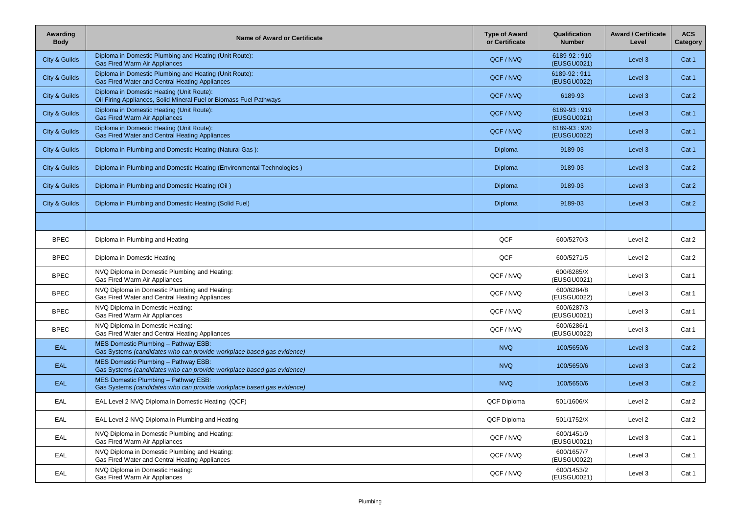| Awarding Body | Name of Award or Certificate | Type of Award or Certificate | Qualification Number | Award / Certificate Level | ACS Category |
|---|---|---|---|---|---|
| City & Guilds | Diploma in Domestic Plumbing and Heating (Unit Route): Gas Fired Warm Air Appliances | QCF / NVQ | 6189-92 : 910 (EUSGU0021) | Level 3 | Cat 1 |
| City & Guilds | Diploma in Domestic Plumbing and Heating (Unit Route): Gas Fired Water and Central Heating Appliances | QCF / NVQ | 6189-92 : 911 (EUSGU0022) | Level 3 | Cat 1 |
| City & Guilds | Diploma in Domestic Heating (Unit Route): Oil Firing Appliances, Solid Mineral Fuel or Biomass Fuel Pathways | QCF / NVQ | 6189-93 | Level 3 | Cat 2 |
| City & Guilds | Diploma in Domestic Heating (Unit Route): Gas Fired Warm Air Appliances | QCF / NVQ | 6189-93 : 919 (EUSGU0021) | Level 3 | Cat 1 |
| City & Guilds | Diploma in Domestic Heating (Unit Route): Gas Fired Water and Central Heating Appliances | QCF / NVQ | 6189-93 : 920 (EUSGU0022) | Level 3 | Cat 1 |
| City & Guilds | Diploma in Plumbing and Domestic Heating (Natural Gas ): | Diploma | 9189-03 | Level 3 | Cat 1 |
| City & Guilds | Diploma in Plumbing and Domestic Heating (Environmental Technologies ) | Diploma | 9189-03 | Level 3 | Cat 2 |
| City & Guilds | Diploma in Plumbing and Domestic Heating (Oil ) | Diploma | 9189-03 | Level 3 | Cat 2 |
| City & Guilds | Diploma in Plumbing and Domestic Heating (Solid Fuel) | Diploma | 9189-03 | Level 3 | Cat 2 |
| | | | | | |
| BPEC | Diploma in Plumbing and Heating | QCF | 600/5270/3 | Level 2 | Cat 2 |
| BPEC | Diploma in Domestic Heating | QCF | 600/5271/5 | Level 2 | Cat 2 |
| BPEC | NVQ Diploma in Domestic Plumbing and Heating: Gas Fired Warm Air Appliances | QCF / NVQ | 600/6285/X (EUSGU0021) | Level 3 | Cat 1 |
| BPEC | NVQ Diploma in Domestic Plumbing and Heating: Gas Fired Water and Central Heating Appliances | QCF / NVQ | 600/6284/8 (EUSGU0022) | Level 3 | Cat 1 |
| BPEC | NVQ Diploma in Domestic Heating: Gas Fired Warm Air Appliances | QCF / NVQ | 600/6287/3 (EUSGU0021) | Level 3 | Cat 1 |
| BPEC | NVQ Diploma in Domestic Heating: Gas Fired Water and Central Heating Appliances | QCF / NVQ | 600/6286/1 (EUSGU0022) | Level 3 | Cat 1 |
| EAL | MES Domestic Plumbing – Pathway ESB: Gas Systems *(candidates who can provide workplace based gas evidence)* | NVQ | 100/5650/6 | Level 3 | Cat 2 |
| EAL | MES Domestic Plumbing – Pathway ESB: Gas Systems *(candidates who can provide workplace based gas evidence)* | NVQ | 100/5650/6 | Level 3 | Cat 2 |
| EAL | MES Domestic Plumbing – Pathway ESB: Gas Systems *(candidates who can provide workplace based gas evidence)* | NVQ | 100/5650/6 | Level 3 | Cat 2 |
| EAL | EAL Level 2 NVQ Diploma in Domestic Heating (QCF) | QCF Diploma | 501/1606/X | Level 2 | Cat 2 |
| EAL | EAL Level 2 NVQ Diploma in Plumbing and Heating | QCF Diploma | 501/1752/X | Level 2 | Cat 2 |
| EAL | NVQ Diploma in Domestic Plumbing and Heating: Gas Fired Warm Air Appliances | QCF / NVQ | 600/1451/9 (EUSGU0021) | Level 3 | Cat 1 |
| EAL | NVQ Diploma in Domestic Plumbing and Heating: Gas Fired Water and Central Heating Appliances | QCF / NVQ | 600/1657/7 (EUSGU0022) | Level 3 | Cat 1 |
| EAL | NVQ Diploma in Domestic Heating: Gas Fired Warm Air Appliances | QCF / NVQ | 600/1453/2 (EUSGU0021) | Level 3 | Cat 1 |

Plumbing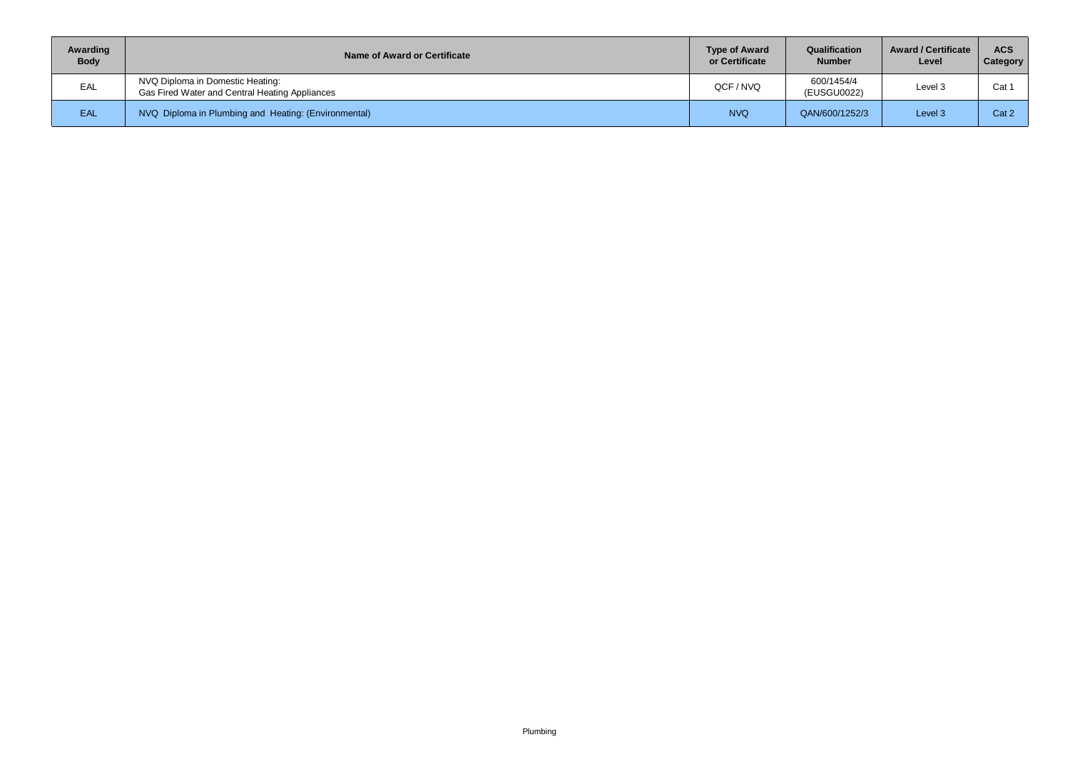| Awarding Body | Name of Award or Certificate | Type of Award or Certificate | Qualification Number | Award / Certificate Level | ACS Category |
|---|---|---|---|---|---|
| EAL | NVQ Diploma in Domestic Heating: Gas Fired Water and Central Heating Appliances | QCF / NVQ | 600/1454/4 (EUSGU0022) | Level 3 | Cat 1 |
| EAL | NVQ Diploma in Plumbing and Heating: (Environmental) | NVQ | QAN/600/1252/3 | Level 3 | Cat 2 |

Plumbing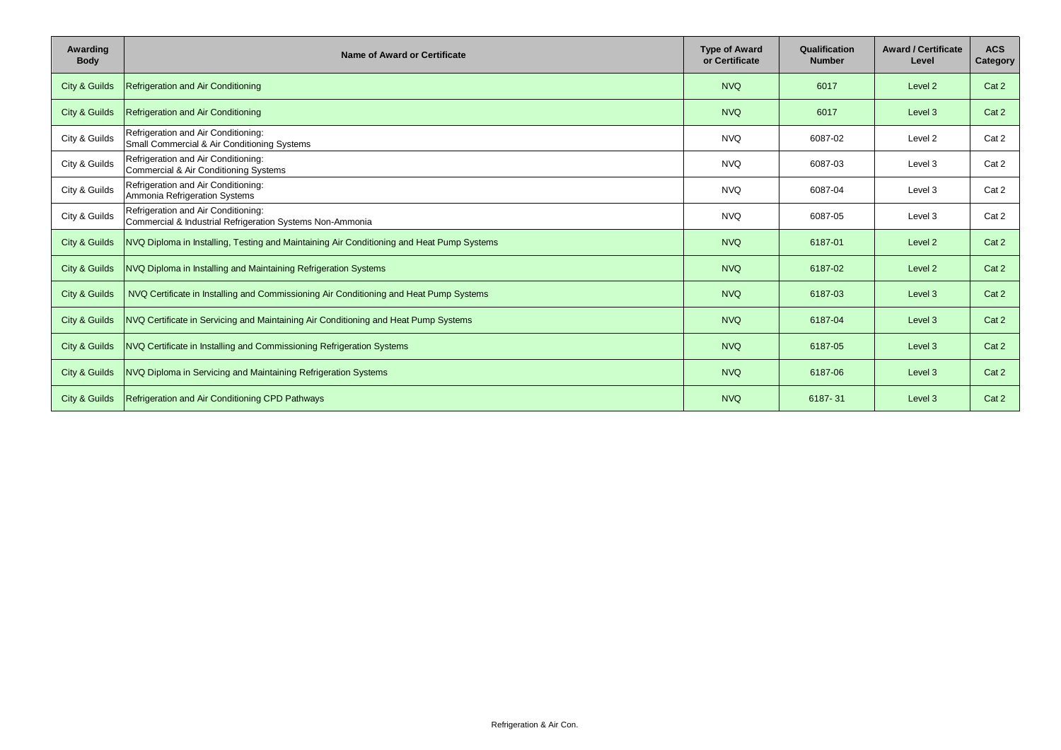| Awarding Body | Name of Award or Certificate | Type of Award or Certificate | Qualification Number | Award / Certificate Level | ACS Category |
|---|---|---|---|---|---|
| City & Guilds | Refrigeration and Air Conditioning | NVQ | 6017 | Level 2 | Cat 2 |
| City & Guilds | Refrigeration and Air Conditioning | NVQ | 6017 | Level 3 | Cat 2 |
| City & Guilds | Refrigeration and Air Conditioning: Small Commercial & Air Conditioning Systems | NVQ | 6087-02 | Level 2 | Cat 2 |
| City & Guilds | Refrigeration and Air Conditioning: Commercial & Air Conditioning Systems | NVQ | 6087-03 | Level 3 | Cat 2 |
| City & Guilds | Refrigeration and Air Conditioning: Ammonia Refrigeration Systems | NVQ | 6087-04 | Level 3 | Cat 2 |
| City & Guilds | Refrigeration and Air Conditioning: Commercial & Industrial Refrigeration Systems Non-Ammonia | NVQ | 6087-05 | Level 3 | Cat 2 |
| City & Guilds | NVQ Diploma in Installing, Testing and Maintaining Air Conditioning and Heat Pump Systems | NVQ | 6187-01 | Level 2 | Cat 2 |
| City & Guilds | NVQ Diploma in Installing and Maintaining Refrigeration Systems | NVQ | 6187-02 | Level 2 | Cat 2 |
| City & Guilds | NVQ Certificate in Installing and Commissioning Air Conditioning and Heat Pump Systems | NVQ | 6187-03 | Level 3 | Cat 2 |
| City & Guilds | NVQ Certificate in Servicing and Maintaining Air Conditioning and Heat Pump Systems | NVQ | 6187-04 | Level 3 | Cat 2 |
| City & Guilds | NVQ Certificate in Installing and Commissioning Refrigeration Systems | NVQ | 6187-05 | Level 3 | Cat 2 |
| City & Guilds | NVQ Diploma in Servicing and Maintaining Refrigeration Systems | NVQ | 6187-06 | Level 3 | Cat 2 |
| City & Guilds | Refrigeration and Air Conditioning CPD Pathways | NVQ | 6187- 31 | Level 3 | Cat 2 |

Refrigeration & Air Con.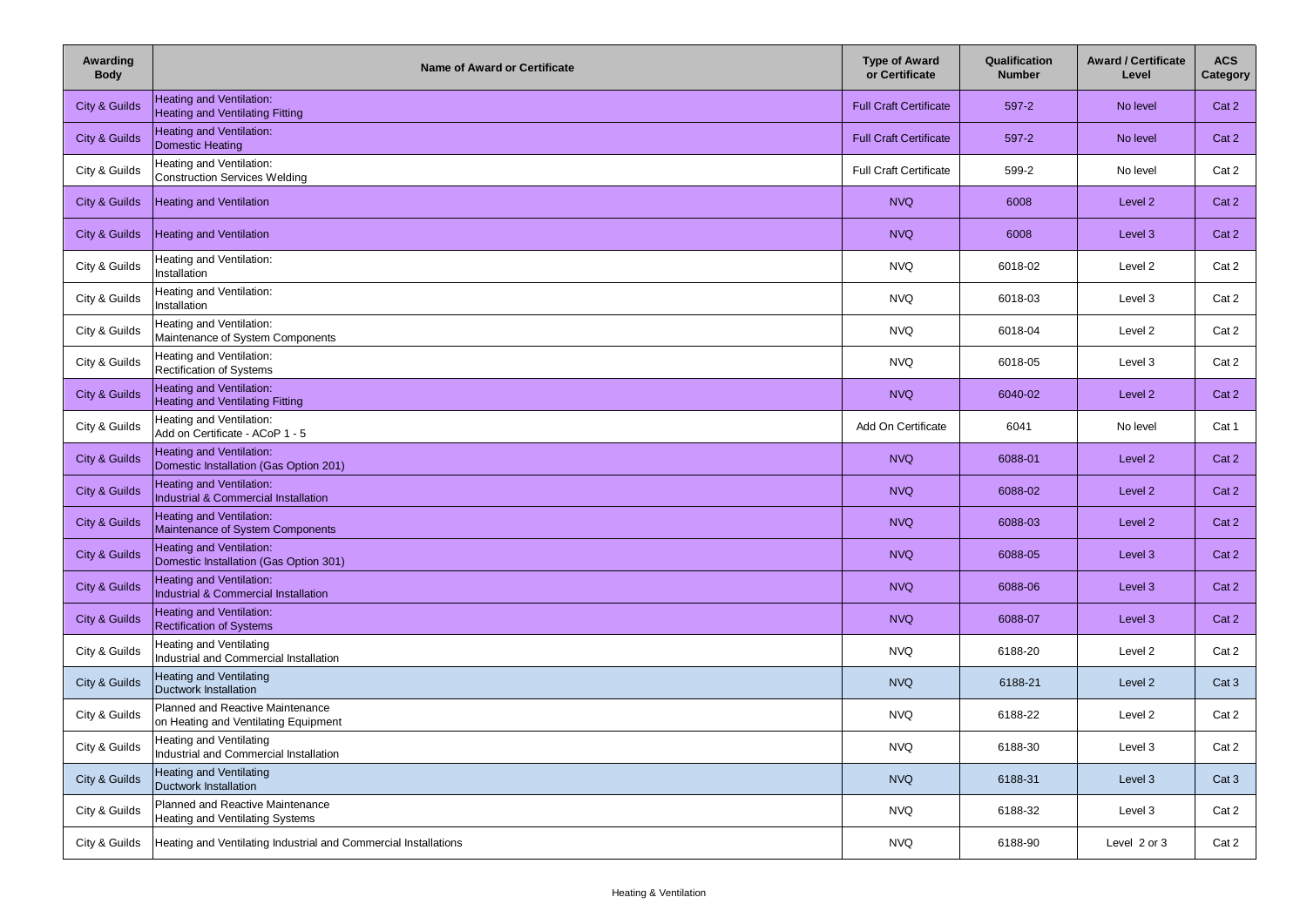| Awarding Body | Name of Award or Certificate | Type of Award or Certificate | Qualification Number | Award / Certificate Level | ACS Category |
|---|---|---|---|---|---|
| City & Guilds | Heating and Ventilation: Heating and Ventilating Fitting | Full Craft Certificate | 597-2 | No level | Cat 2 |
| City & Guilds | Heating and Ventilation: Domestic Heating | Full Craft Certificate | 597-2 | No level | Cat 2 |
| City & Guilds | Heating and Ventilation: Construction Services Welding | Full Craft Certificate | 599-2 | No level | Cat 2 |
| City & Guilds | Heating and Ventilation | NVQ | 6008 | Level 2 | Cat 2 |
| City & Guilds | Heating and Ventilation | NVQ | 6008 | Level 3 | Cat 2 |
| City & Guilds | Heating and Ventilation: Installation | NVQ | 6018-02 | Level 2 | Cat 2 |
| City & Guilds | Heating and Ventilation: Installation | NVQ | 6018-03 | Level 3 | Cat 2 |
| City & Guilds | Heating and Ventilation: Maintenance of System Components | NVQ | 6018-04 | Level 2 | Cat 2 |
| City & Guilds | Heating and Ventilation: Rectification of Systems | NVQ | 6018-05 | Level 3 | Cat 2 |
| City & Guilds | Heating and Ventilation: Heating and Ventilating Fitting | NVQ | 6040-02 | Level 2 | Cat 2 |
| City & Guilds | Heating and Ventilation: Add on Certificate - ACoP 1 - 5 | Add On Certificate | 6041 | No level | Cat 1 |
| City & Guilds | Heating and Ventilation: Domestic Installation (Gas Option 201) | NVQ | 6088-01 | Level 2 | Cat 2 |
| City & Guilds | Heating and Ventilation: Industrial & Commercial Installation | NVQ | 6088-02 | Level 2 | Cat 2 |
| City & Guilds | Heating and Ventilation: Maintenance of System Components | NVQ | 6088-03 | Level 2 | Cat 2 |
| City & Guilds | Heating and Ventilation: Domestic Installation (Gas Option 301) | NVQ | 6088-05 | Level 3 | Cat 2 |
| City & Guilds | Heating and Ventilation: Industrial & Commercial Installation | NVQ | 6088-06 | Level 3 | Cat 2 |
| City & Guilds | Heating and Ventilation: Rectification of Systems | NVQ | 6088-07 | Level 3 | Cat 2 |
| City & Guilds | Heating and Ventilating Industrial and Commercial Installation | NVQ | 6188-20 | Level 2 | Cat 2 |
| City & Guilds | Heating and Ventilating Ductwork Installation | NVQ | 6188-21 | Level 2 | Cat 3 |
| City & Guilds | Planned and Reactive Maintenance on Heating and Ventilating Equipment | NVQ | 6188-22 | Level 2 | Cat 2 |
| City & Guilds | Heating and Ventilating Industrial and Commercial Installation | NVQ | 6188-30 | Level 3 | Cat 2 |
| City & Guilds | Heating and Ventilating Ductwork Installation | NVQ | 6188-31 | Level 3 | Cat 3 |
| City & Guilds | Planned and Reactive Maintenance Heating and Ventilating Systems | NVQ | 6188-32 | Level 3 | Cat 2 |
| City & Guilds | Heating and Ventilating Industrial and Commercial Installations | NVQ | 6188-90 | Level 2 or 3 | Cat 2 |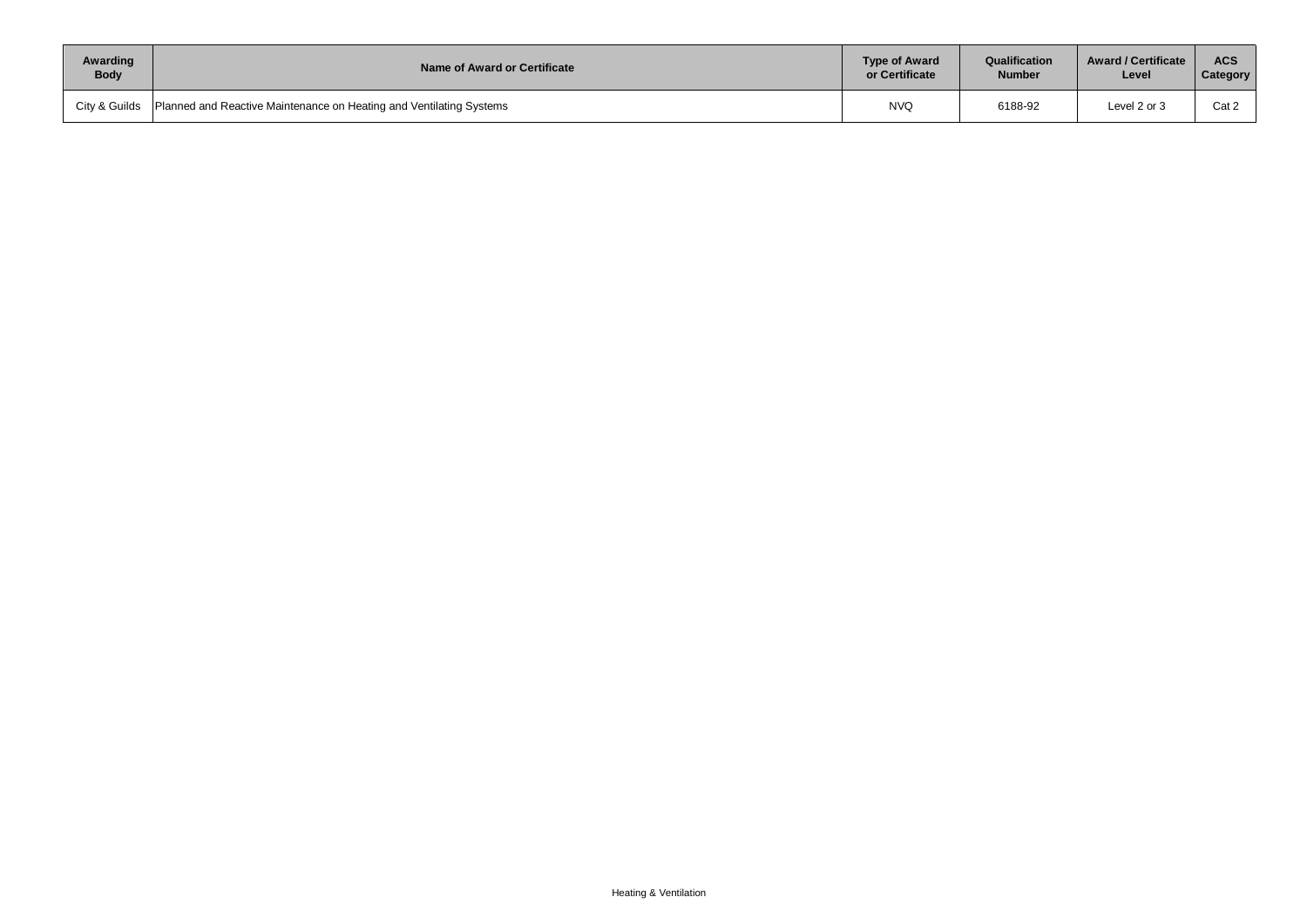| Awarding Body | Name of Award or Certificate | Type of Award or Certificate | Qualification Number | Award / Certificate Level | ACS Category |
|---|---|---|---|---|---|
| City & Guilds | Planned and Reactive Maintenance on Heating and Ventilating Systems | NVQ | 6188-92 | Level 2 or 3 | Cat 2 |

Heating & Ventilation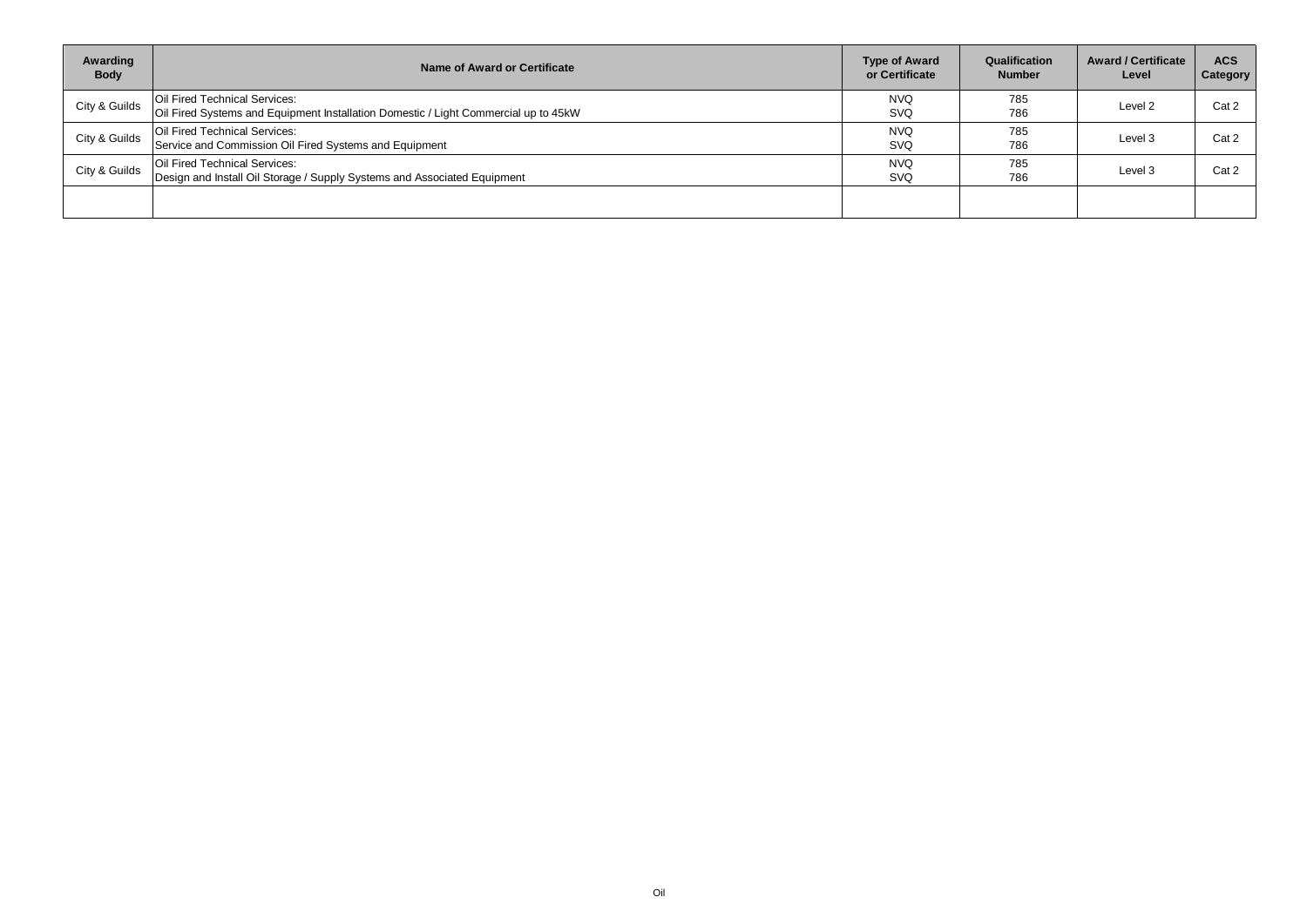| Awarding Body | Name of Award or Certificate | Type of Award or Certificate | Qualification Number | Award / Certificate Level | ACS Category |
|---|---|---|---|---|---|
| City & Guilds | Oil Fired Technical Services:<br>Oil Fired Systems and Equipment Installation Domestic / Light Commercial up to 45kW | NVQ<br>SVQ | 785<br>786 | Level 2 | Cat 2 |
| City & Guilds | Oil Fired Technical Services:<br>Service and Commission Oil Fired Systems and Equipment | NVQ<br>SVQ | 785<br>786 | Level 3 | Cat 2 |
| City & Guilds | Oil Fired Technical Services:<br>Design and Install Oil Storage / Supply Systems and Associated Equipment | NVQ<br>SVQ | 785<br>786 | Level 3 | Cat 2 |
| | | | | | |

Oil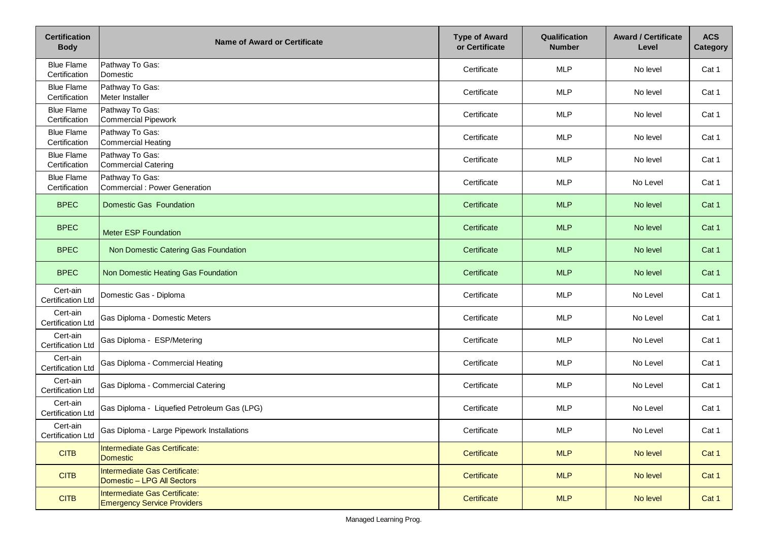| Certification Body | Name of Award or Certificate | Type of Award or Certificate | Qualification Number | Award / Certificate Level | ACS Category |
|---|---|---|---|---|---|
| Blue Flame Certification | Pathway To Gas: Domestic | Certificate | MLP | No level | Cat 1 |
| Blue Flame Certification | Pathway To Gas: Meter Installer | Certificate | MLP | No level | Cat 1 |
| Blue Flame Certification | Pathway To Gas: Commercial Pipework | Certificate | MLP | No level | Cat 1 |
| Blue Flame Certification | Pathway To Gas: Commercial Heating | Certificate | MLP | No level | Cat 1 |
| Blue Flame Certification | Pathway To Gas: Commercial Catering | Certificate | MLP | No level | Cat 1 |
| Blue Flame Certification | Pathway To Gas: Commercial : Power Generation | Certificate | MLP | No Level | Cat 1 |
| BPEC | Domestic Gas Foundation | Certificate | MLP | No level | Cat 1 |
| BPEC | Meter ESP Foundation | Certificate | MLP | No level | Cat 1 |
| BPEC | Non Domestic Catering Gas Foundation | Certificate | MLP | No level | Cat 1 |
| BPEC | Non Domestic Heating Gas Foundation | Certificate | MLP | No level | Cat 1 |
| Cert-ain Certification Ltd | Domestic Gas - Diploma | Certificate | MLP | No Level | Cat 1 |
| Cert-ain Certification Ltd | Gas Diploma - Domestic Meters | Certificate | MLP | No Level | Cat 1 |
| Cert-ain Certification Ltd | Gas Diploma - ESP/Metering | Certificate | MLP | No Level | Cat 1 |
| Cert-ain Certification Ltd | Gas Diploma - Commercial Heating | Certificate | MLP | No Level | Cat 1 |
| Cert-ain Certification Ltd | Gas Diploma - Commercial Catering | Certificate | MLP | No Level | Cat 1 |
| Cert-ain Certification Ltd | Gas Diploma - Liquefied Petroleum Gas (LPG) | Certificate | MLP | No Level | Cat 1 |
| Cert-ain Certification Ltd | Gas Diploma - Large Pipework Installations | Certificate | MLP | No Level | Cat 1 |
| CITB | Intermediate Gas Certificate: Domestic | Certificate | MLP | No level | Cat 1 |
| CITB | Intermediate Gas Certificate: Domestic – LPG All Sectors | Certificate | MLP | No level | Cat 1 |
| CITB | Intermediate Gas Certificate: Emergency Service Providers | Certificate | MLP | No level | Cat 1 |

Managed Learning Prog.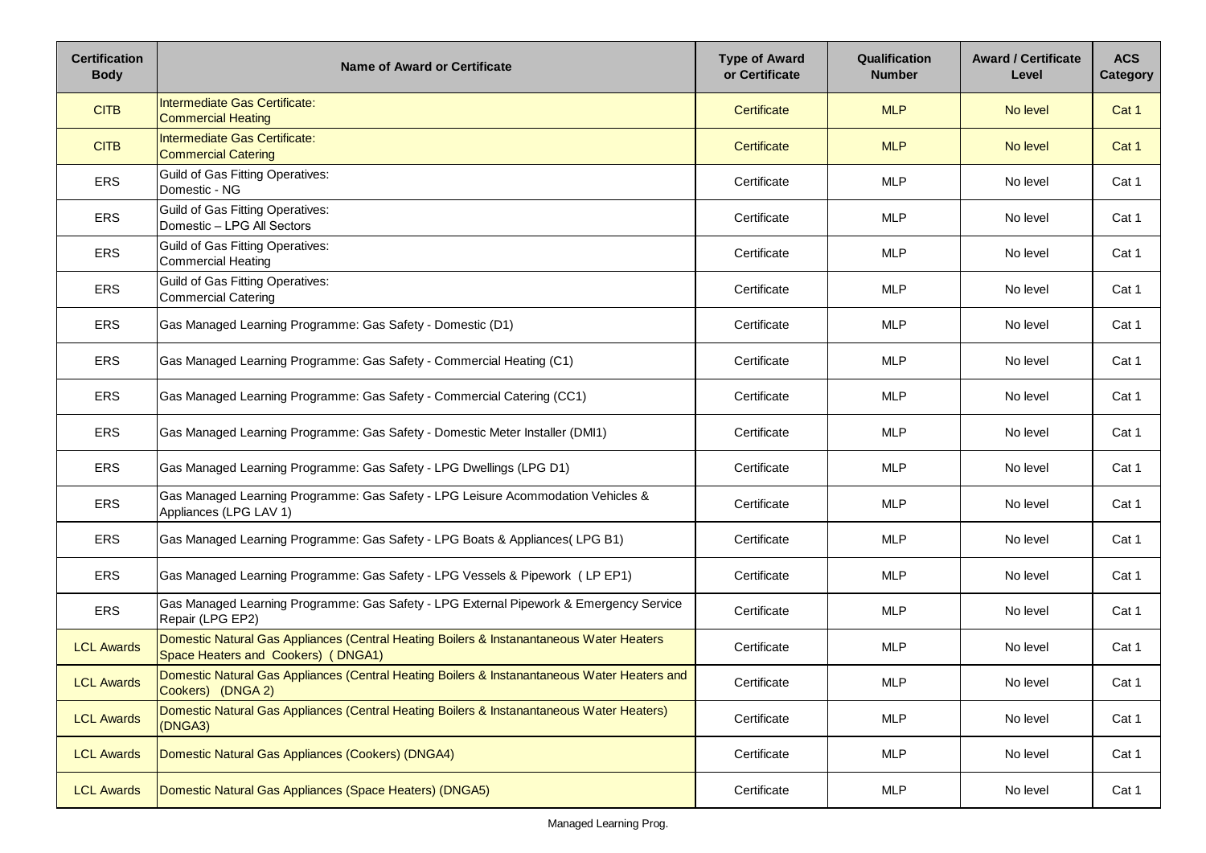| Certification Body | Name of Award or Certificate | Type of Award or Certificate | Qualification Number | Award / Certificate Level | ACS Category |
|---|---|---|---|---|---|
| CITB | Intermediate Gas Certificate: Commercial Heating | Certificate | MLP | No level | Cat 1 |
| CITB | Intermediate Gas Certificate: Commercial Catering | Certificate | MLP | No level | Cat 1 |
| ERS | Guild of Gas Fitting Operatives: Domestic - NG | Certificate | MLP | No level | Cat 1 |
| ERS | Guild of Gas Fitting Operatives: Domestic – LPG All Sectors | Certificate | MLP | No level | Cat 1 |
| ERS | Guild of Gas Fitting Operatives: Commercial Heating | Certificate | MLP | No level | Cat 1 |
| ERS | Guild of Gas Fitting Operatives: Commercial Catering | Certificate | MLP | No level | Cat 1 |
| ERS | Gas Managed Learning Programme: Gas Safety - Domestic (D1) | Certificate | MLP | No level | Cat 1 |
| ERS | Gas Managed Learning Programme: Gas Safety - Commercial Heating (C1) | Certificate | MLP | No level | Cat 1 |
| ERS | Gas Managed Learning Programme: Gas Safety - Commercial Catering (CC1) | Certificate | MLP | No level | Cat 1 |
| ERS | Gas Managed Learning Programme: Gas Safety - Domestic Meter Installer (DMI1) | Certificate | MLP | No level | Cat 1 |
| ERS | Gas Managed Learning Programme: Gas Safety - LPG Dwellings (LPG D1) | Certificate | MLP | No level | Cat 1 |
| ERS | Gas Managed Learning Programme: Gas Safety - LPG Leisure Acommodation Vehicles & Appliances (LPG LAV 1) | Certificate | MLP | No level | Cat 1 |
| ERS | Gas Managed Learning Programme: Gas Safety - LPG Boats & Appliances( LPG B1) | Certificate | MLP | No level | Cat 1 |
| ERS | Gas Managed Learning Programme: Gas Safety - LPG Vessels & Pipework ( LP EP1) | Certificate | MLP | No level | Cat 1 |
| ERS | Gas Managed Learning Programme: Gas Safety - LPG External Pipework & Emergency Service Repair (LPG EP2) | Certificate | MLP | No level | Cat 1 |
| LCL Awards | Domestic Natural Gas Appliances (Central Heating Boilers & Instanantaneous Water Heaters Space Heaters and Cookers) ( DNGA1) | Certificate | MLP | No level | Cat 1 |
| LCL Awards | Domestic Natural Gas Appliances (Central Heating Boilers & Instanantaneous Water Heaters and Cookers) (DNGA 2) | Certificate | MLP | No level | Cat 1 |
| LCL Awards | Domestic Natural Gas Appliances (Central Heating Boilers & Instanantaneous Water Heaters) (DNGA3) | Certificate | MLP | No level | Cat 1 |
| LCL Awards | Domestic Natural Gas Appliances (Cookers) (DNGA4) | Certificate | MLP | No level | Cat 1 |
| LCL Awards | Domestic Natural Gas Appliances (Space Heaters) (DNGA5) | Certificate | MLP | No level | Cat 1 |

Managed Learning Prog.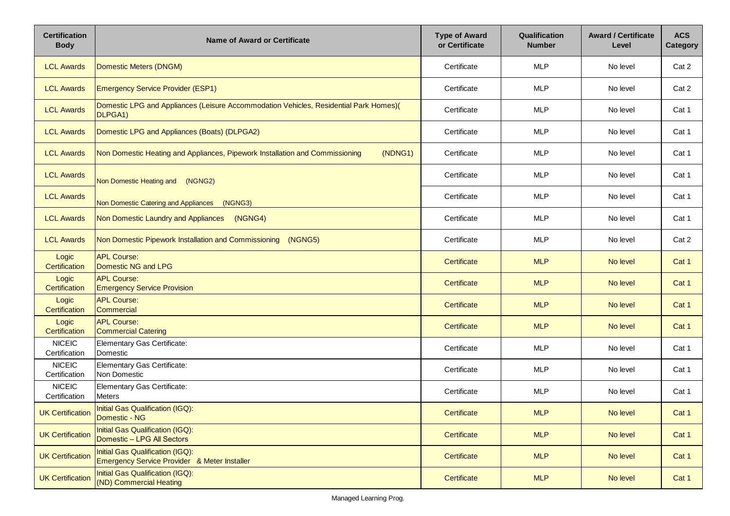| Certification Body | Name of Award or Certificate | Type of Award or Certificate | Qualification Number | Award / Certificate Level | ACS Category |
|---|---|---|---|---|---|
| LCL Awards | Domestic Meters (DNGM) | Certificate | MLP | No level | Cat 2 |
| LCL Awards | Emergency Service Provider (ESP1) | Certificate | MLP | No level | Cat 2 |
| LCL Awards | Domestic LPG and Appliances (Leisure Accommodation Vehicles, Residential Park Homes)( DLPGA1) | Certificate | MLP | No level | Cat 1 |
| LCL Awards | Domestic LPG and Appliances (Boats) (DLPGA2) | Certificate | MLP | No level | Cat 1 |
| LCL Awards | Non Domestic Heating and Appliances, Pipework Installation and Commissioning (NDNG1) | Certificate | MLP | No level | Cat 1 |
| LCL Awards | Non Domestic Heating and (NGNG2) | Certificate | MLP | No level | Cat 1 |
| LCL Awards | Non Domestic Catering and Appliances (NGNG3) | Certificate | MLP | No level | Cat 1 |
| LCL Awards | Non Domestic Laundry and Appliances (NGNG4) | Certificate | MLP | No level | Cat 1 |
| LCL Awards | Non Domestic Pipework Installation and Commissioning (NGNG5) | Certificate | MLP | No level | Cat 2 |
| Logic Certification | APL Course: Domestic NG and LPG | Certificate | MLP | No level | Cat 1 |
| Logic Certification | APL Course: Emergency Service Provision | Certificate | MLP | No level | Cat 1 |
| Logic Certification | APL Course: Commercial | Certificate | MLP | No level | Cat 1 |
| Logic Certification | APL Course: Commercial Catering | Certificate | MLP | No level | Cat 1 |
| NICEIC Certification | Elementary Gas Certificate: Domestic | Certificate | MLP | No level | Cat 1 |
| NICEIC Certification | Elementary Gas Certificate: Non Domestic | Certificate | MLP | No level | Cat 1 |
| NICEIC Certification | Elementary Gas Certificate: Meters | Certificate | MLP | No level | Cat 1 |
| UK Certification | Initial Gas Qualification (IGQ): Domestic - NG | Certificate | MLP | No level | Cat 1 |
| UK Certification | Initial Gas Qualification (IGQ): Domestic – LPG All Sectors | Certificate | MLP | No level | Cat 1 |
| UK Certification | Initial Gas Qualification (IGQ): Emergency Service Provider & Meter Installer | Certificate | MLP | No level | Cat 1 |
| UK Certification | Initial Gas Qualification (IGQ): (ND) Commercial Heating | Certificate | MLP | No level | Cat 1 |

Managed Learning Prog.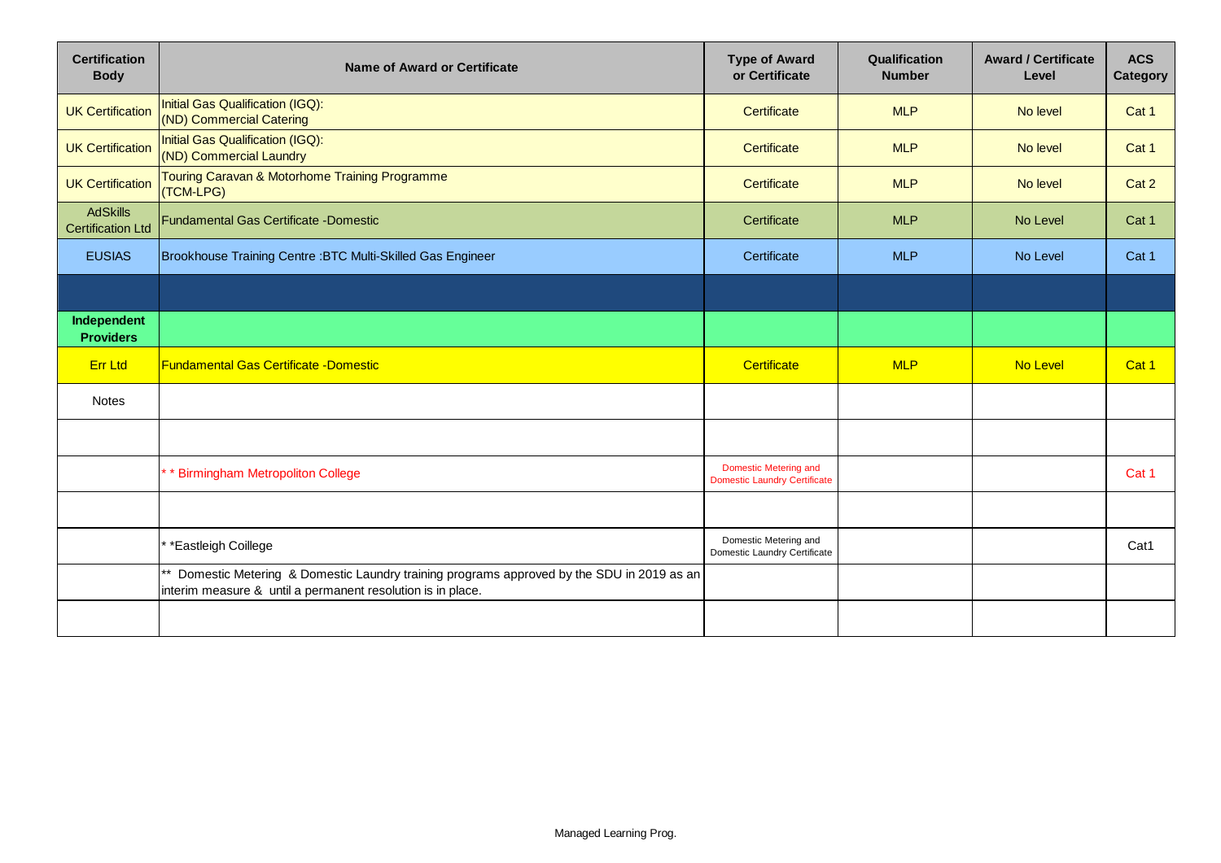| Certification Body | Name of Award or Certificate | Type of Award or Certificate | Qualification Number | Award / Certificate Level | ACS Category |
|---|---|---|---|---|---|
| UK Certification | Initial Gas Qualification (IGQ): (ND) Commercial Catering | Certificate | MLP | No level | Cat 1 |
| UK Certification | Initial Gas Qualification (IGQ): (ND) Commercial Laundry | Certificate | MLP | No level | Cat 1 |
| UK Certification | Touring Caravan & Motorhome Training Programme (TCM-LPG) | Certificate | MLP | No level | Cat 2 |
| AdSkills Certification Ltd | Fundamental Gas Certificate -Domestic | Certificate | MLP | No Level | Cat 1 |
| EUSIAS | Brookhouse Training Centre :BTC Multi-Skilled Gas Engineer | Certificate | MLP | No Level | Cat 1 |
| | | | | | |
| **Independent Providers** | | | | | |
| Err Ltd | Fundamental Gas Certificate -Domestic | Certificate | MLP | No Level | Cat 1 |
| Notes | | | | | |
| | | | | | |
| | * * Birmingham Metropoliton College | Domestic Metering and Domestic Laundry Certificate | | | Cat 1 |
| | | | | | |
| | * *Eastleigh Coillege | Domestic Metering and Domestic Laundry Certificate | | | Cat1 |
| | ** Domestic Metering & Domestic Laundry training programs approved by the SDU in 2019 as an interim measure & until a permanent resolution is in place. | | | | |
| | | | | | |

Managed Learning Prog.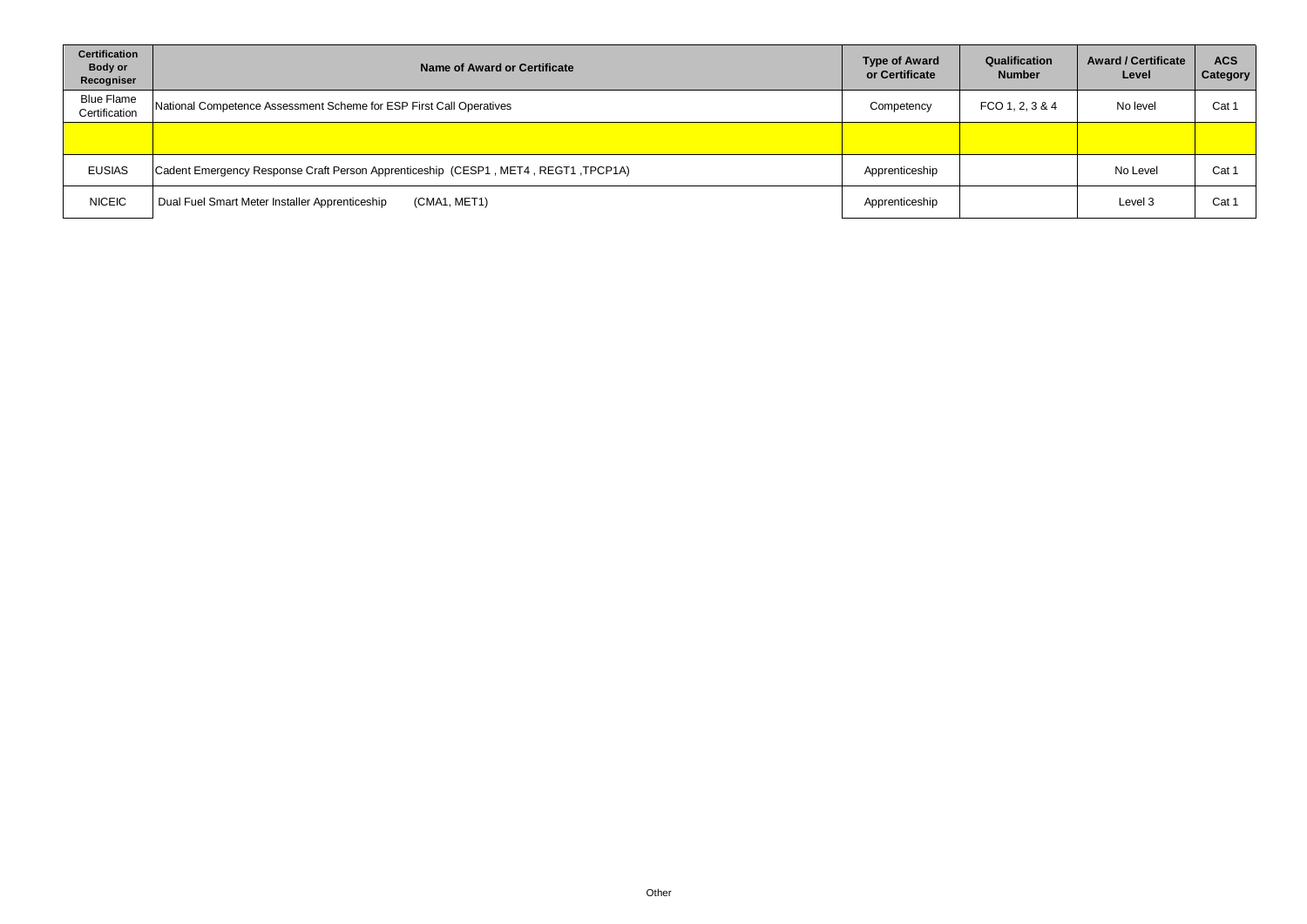| Certification Body or Recogniser | Name of Award or Certificate | Type of Award or Certificate | Qualification Number | Award / Certificate Level | ACS Category |
|---|---|---|---|---|---|
| Blue Flame Certification | National Competence Assessment Scheme for ESP First Call Operatives | Competency | FCO 1, 2, 3 & 4 | No level | Cat 1 |
| | | | | | |
| EUSIAS | Cadent Emergency Response Craft Person Apprenticeship (CESP1 , MET4 , REGT1 ,TPCP1A) | Apprenticeship | | No Level | Cat 1 |
| NICEIC | Dual Fuel Smart Meter Installer Apprenticeship (CMA1, MET1) | Apprenticeship | | Level 3 | Cat 1 |

Other